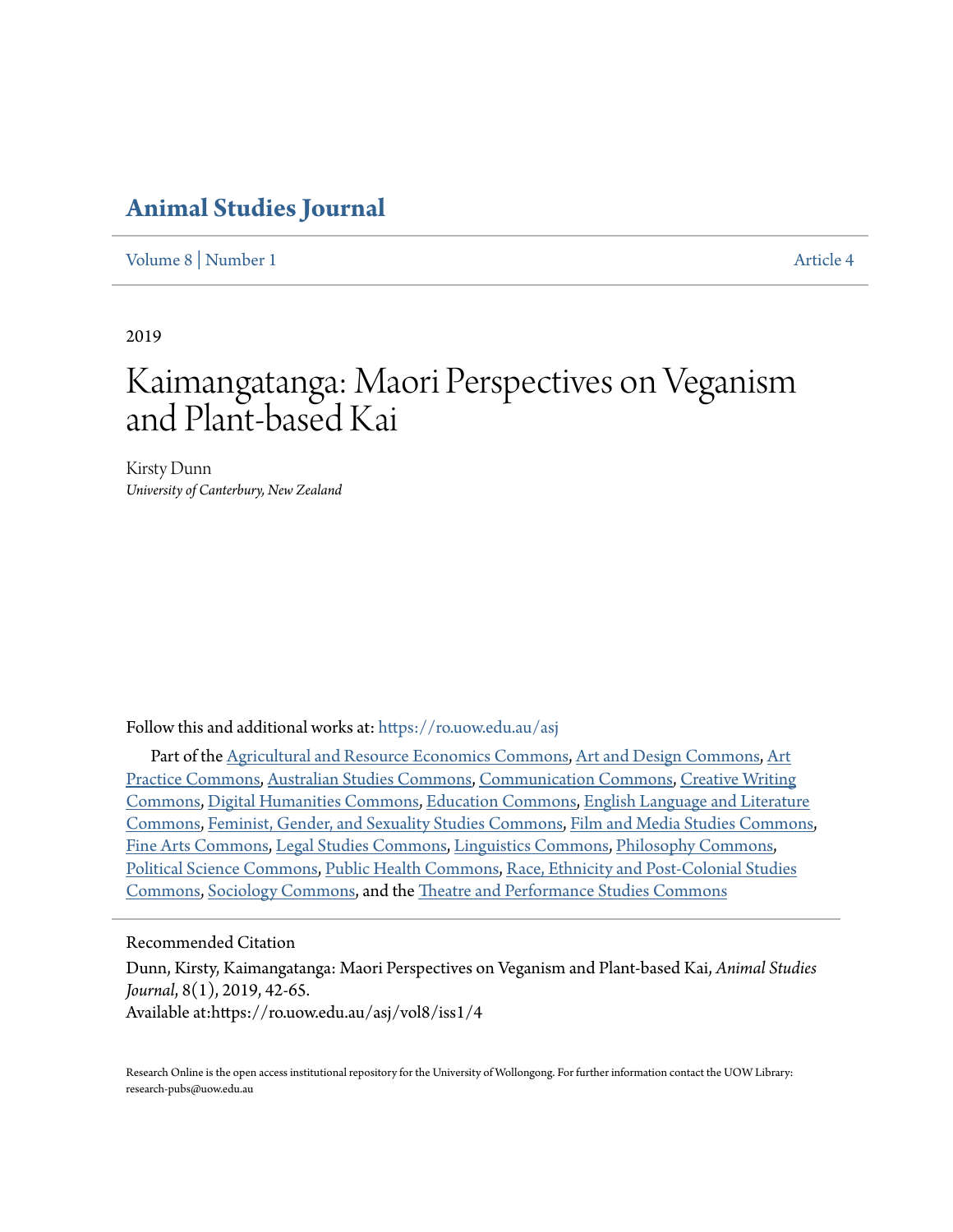# Animal Studies Journal

Volume 8 | Number 1 Article 4

2019

# Kaimangatanga: Maori Perspectives on Veganism and Plant-based Kai

Kirsty Dunn
*University of Canterbury, New Zealand*

Follow this and additional works at: https://ro.uow.edu.au/asj

Part of the Agricultural and Resource Economics Commons, Art and Design Commons, Art Practice Commons, Australian Studies Commons, Communication Commons, Creative Writing Commons, Digital Humanities Commons, Education Commons, English Language and Literature Commons, Feminist, Gender, and Sexuality Studies Commons, Film and Media Studies Commons, Fine Arts Commons, Legal Studies Commons, Linguistics Commons, Philosophy Commons, Political Science Commons, Public Health Commons, Race, Ethnicity and Post-Colonial Studies Commons, Sociology Commons, and the Theatre and Performance Studies Commons

Recommended Citation

Dunn, Kirsty, Kaimangatanga: Maori Perspectives on Veganism and Plant-based Kai, *Animal Studies Journal*, 8(1), 2019, 42-65.
Available at:https://ro.uow.edu.au/asj/vol8/iss1/4

Research Online is the open access institutional repository for the University of Wollongong. For further information contact the UOW Library: research-pubs@uow.edu.au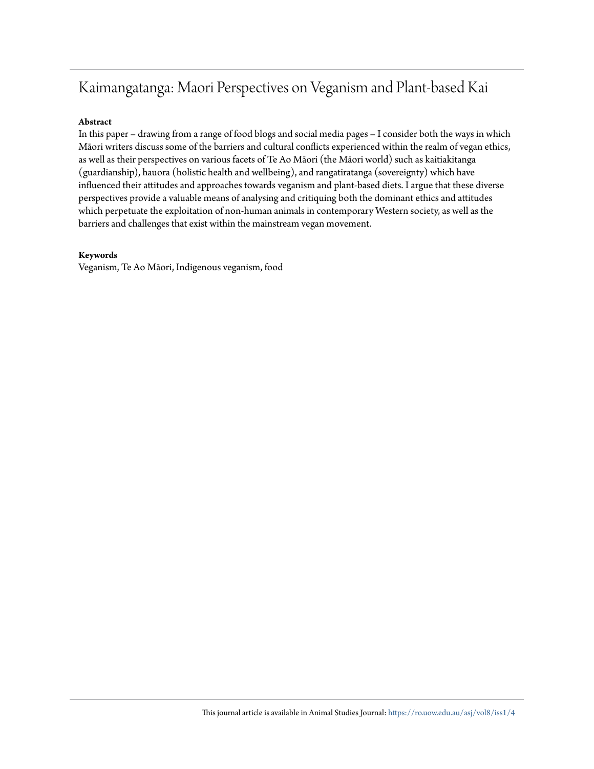# Kaimangatanga: Maori Perspectives on Veganism and Plant-based Kai

**Abstract**

In this paper – drawing from a range of food blogs and social media pages – I consider both the ways in which Māori writers discuss some of the barriers and cultural conflicts experienced within the realm of vegan ethics, as well as their perspectives on various facets of Te Ao Māori (the Māori world) such as kaitiakitanga (guardianship), hauora (holistic health and wellbeing), and rangatiratanga (sovereignty) which have influenced their attitudes and approaches towards veganism and plant-based diets. I argue that these diverse perspectives provide a valuable means of analysing and critiquing both the dominant ethics and attitudes which perpetuate the exploitation of non-human animals in contemporary Western society, as well as the barriers and challenges that exist within the mainstream vegan movement.

**Keywords**

Veganism, Te Ao Māori, Indigenous veganism, food

This journal article is available in Animal Studies Journal: https://ro.uow.edu.au/asj/vol8/iss1/4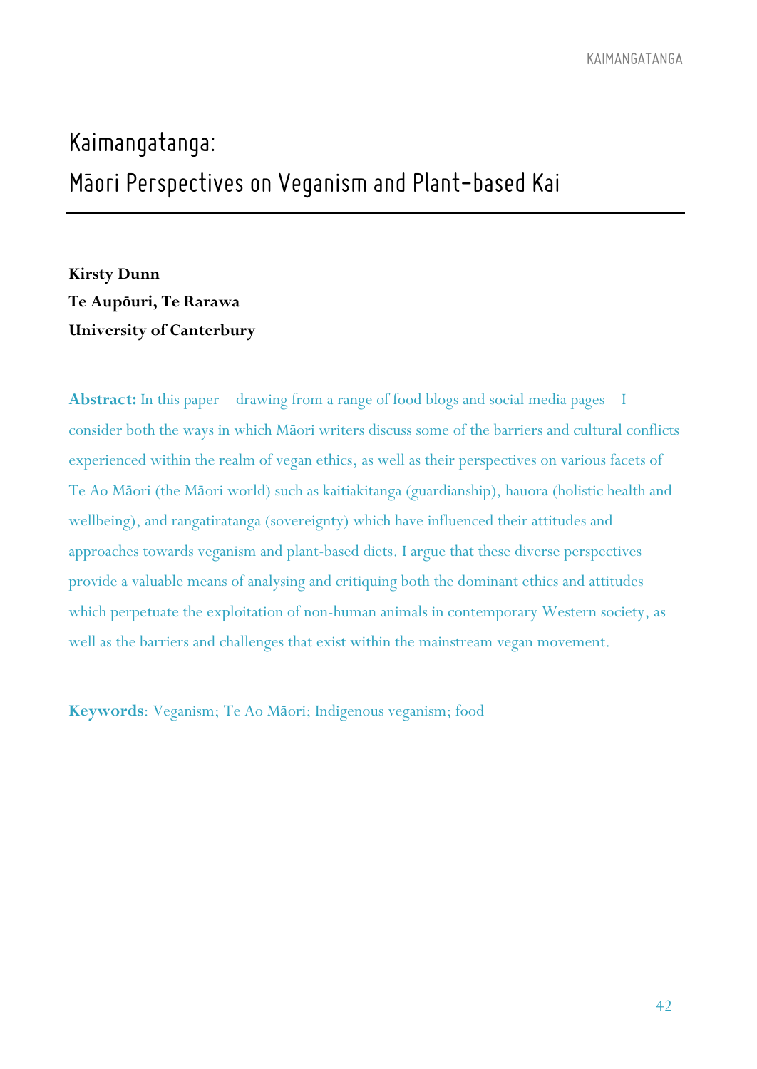# Kaimangatanga: Māori Perspectives on Veganism and Plant-based Kai

**Kirsty Dunn**
**Te Aupōuri, Te Rarawa**
**University of Canterbury**

**Abstract:** In this paper – drawing from a range of food blogs and social media pages – I consider both the ways in which Māori writers discuss some of the barriers and cultural conflicts experienced within the realm of vegan ethics, as well as their perspectives on various facets of Te Ao Māori (the Māori world) such as kaitiakitanga (guardianship), hauora (holistic health and wellbeing), and rangatiratanga (sovereignty) which have influenced their attitudes and approaches towards veganism and plant-based diets. I argue that these diverse perspectives provide a valuable means of analysing and critiquing both the dominant ethics and attitudes which perpetuate the exploitation of non-human animals in contemporary Western society, as well as the barriers and challenges that exist within the mainstream vegan movement.

**Keywords**: Veganism; Te Ao Māori; Indigenous veganism; food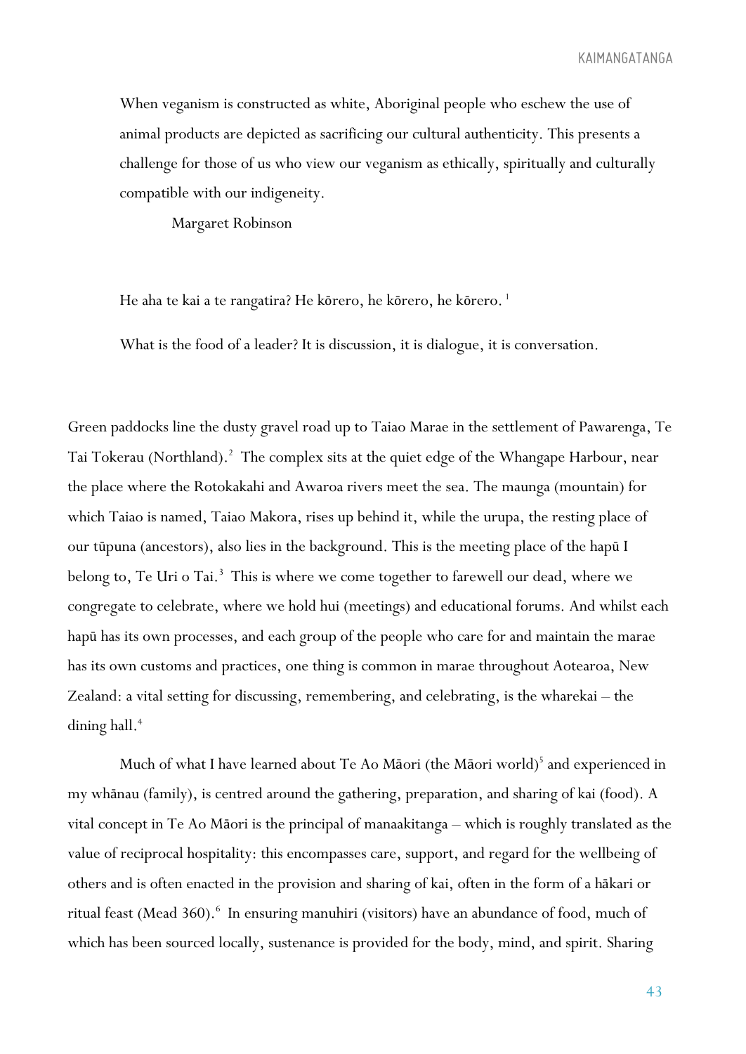> When veganism is constructed as white, Aboriginal people who eschew the use of animal products are depicted as sacrificing our cultural authenticity. This presents a challenge for those of us who view our veganism as ethically, spiritually and culturally compatible with our indigeneity.
>
> Margaret Robinson

> He aha te kai a te rangatira? He kōrero, he kōrero, he kōrero. [1]
>
> What is the food of a leader? It is discussion, it is dialogue, it is conversation.

Green paddocks line the dusty gravel road up to Taiao Marae in the settlement of Pawarenga, Te Tai Tokerau (Northland).[2] The complex sits at the quiet edge of the Whangape Harbour, near the place where the Rotokakahi and Awaroa rivers meet the sea. The maunga (mountain) for which Taiao is named, Taiao Makora, rises up behind it, while the urupa, the resting place of our tūpuna (ancestors), also lies in the background. This is the meeting place of the hapū I belong to, Te Uri o Tai.[3] This is where we come together to farewell our dead, where we congregate to celebrate, where we hold hui (meetings) and educational forums. And whilst each hapū has its own processes, and each group of the people who care for and maintain the marae has its own customs and practices, one thing is common in marae throughout Aotearoa, New Zealand: a vital setting for discussing, remembering, and celebrating, is the wharekai – the dining hall.[4]

Much of what I have learned about Te Ao Māori (the Māori world)[5] and experienced in my whānau (family), is centred around the gathering, preparation, and sharing of kai (food). A vital concept in Te Ao Māori is the principal of manaakitanga – which is roughly translated as the value of reciprocal hospitality: this encompasses care, support, and regard for the wellbeing of others and is often enacted in the provision and sharing of kai, often in the form of a hākari or ritual feast (Mead 360).[6] In ensuring manuhiri (visitors) have an abundance of food, much of which has been sourced locally, sustenance is provided for the body, mind, and spirit. Sharing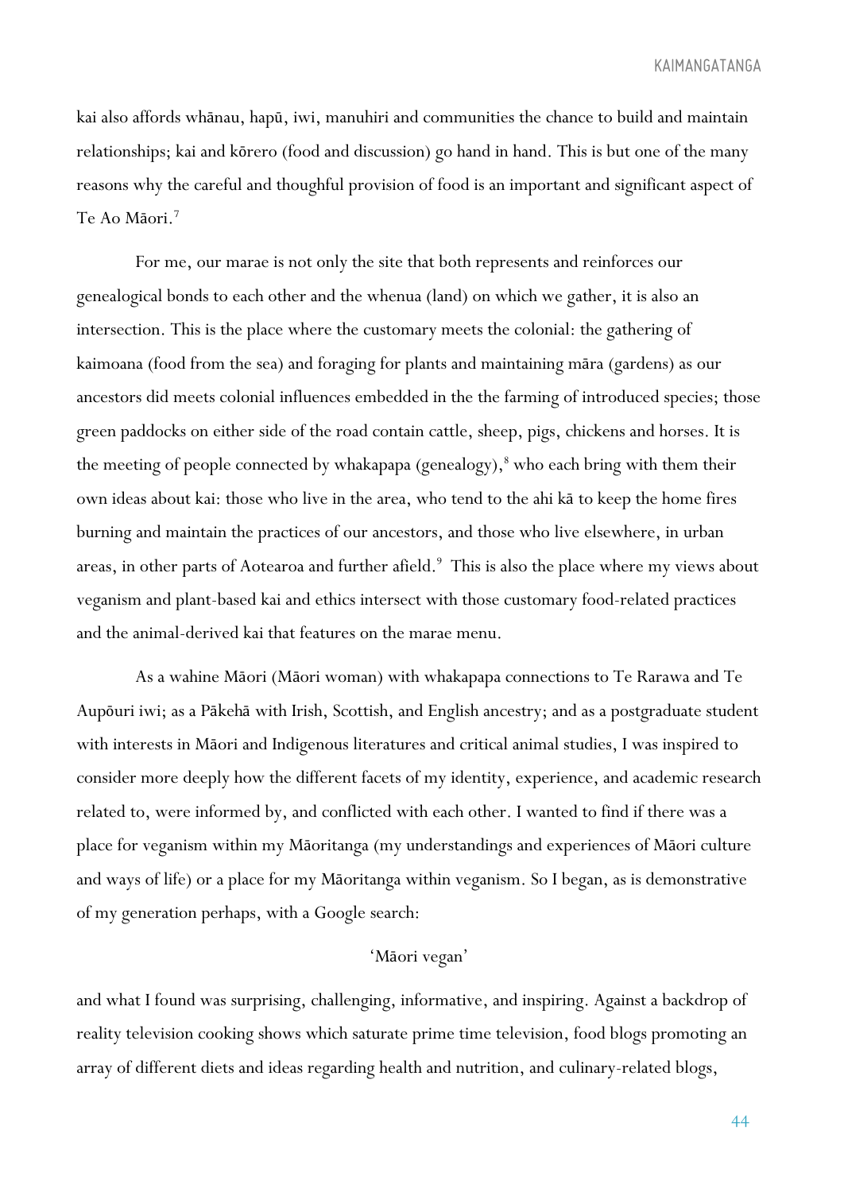kai also affords whānau, hapū, iwi, manuhiri and communities the chance to build and maintain relationships; kai and kōrero (food and discussion) go hand in hand. This is but one of the many reasons why the careful and thoughtful provision of food is an important and significant aspect of Te Ao Māori.[7]

For me, our marae is not only the site that both represents and reinforces our genealogical bonds to each other and the whenua (land) on which we gather, it is also an intersection. This is the place where the customary meets the colonial: the gathering of kaimoana (food from the sea) and foraging for plants and maintaining māra (gardens) as our ancestors did meets colonial influences embedded in the the farming of introduced species; those green paddocks on either side of the road contain cattle, sheep, pigs, chickens and horses. It is the meeting of people connected by whakapapa (genealogy),[8] who each bring with them their own ideas about kai: those who live in the area, who tend to the ahi kā to keep the home fires burning and maintain the practices of our ancestors, and those who live elsewhere, in urban areas, in other parts of Aotearoa and further afield.[9] This is also the place where my views about veganism and plant-based kai and ethics intersect with those customary food-related practices and the animal-derived kai that features on the marae menu.

As a wahine Māori (Māori woman) with whakapapa connections to Te Rarawa and Te Aupōuri iwi; as a Pākehā with Irish, Scottish, and English ancestry; and as a postgraduate student with interests in Māori and Indigenous literatures and critical animal studies, I was inspired to consider more deeply how the different facets of my identity, experience, and academic research related to, were informed by, and conflicted with each other. I wanted to find if there was a place for veganism within my Māoritanga (my understandings and experiences of Māori culture and ways of life) or a place for my Māoritanga within veganism. So I began, as is demonstrative of my generation perhaps, with a Google search:

'Māori vegan'

and what I found was surprising, challenging, informative, and inspiring. Against a backdrop of reality television cooking shows which saturate prime time television, food blogs promoting an array of different diets and ideas regarding health and nutrition, and culinary-related blogs,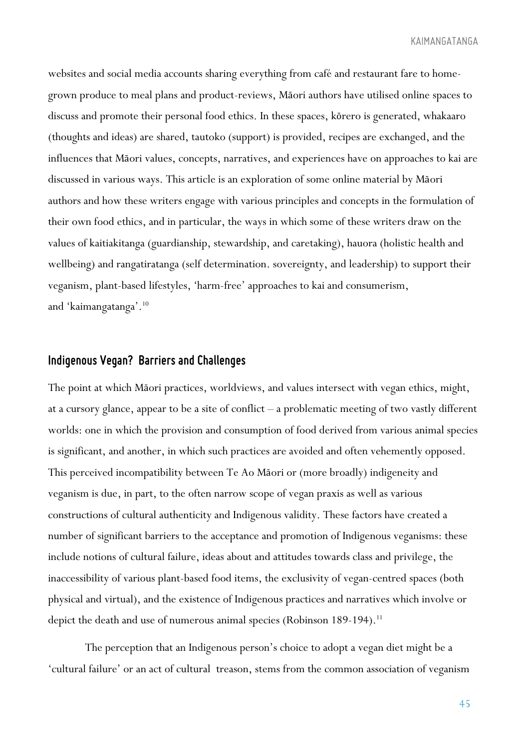websites and social media accounts sharing everything from café and restaurant fare to home-grown produce to meal plans and product-reviews, Māori authors have utilised online spaces to discuss and promote their personal food ethics. In these spaces, kōrero is generated, whakaaro (thoughts and ideas) are shared, tautoko (support) is provided, recipes are exchanged, and the influences that Māori values, concepts, narratives, and experiences have on approaches to kai are discussed in various ways. This article is an exploration of some online material by Māori authors and how these writers engage with various principles and concepts in the formulation of their own food ethics, and in particular, the ways in which some of these writers draw on the values of kaitiakitanga (guardianship, stewardship, and caretaking), hauora (holistic health and wellbeing) and rangatiratanga (self determination. sovereignty, and leadership) to support their veganism, plant-based lifestyles, 'harm-free' approaches to kai and consumerism, and 'kaimangatanga'.[10]

## Indigenous Vegan? Barriers and Challenges

The point at which Māori practices, worldviews, and values intersect with vegan ethics, might, at a cursory glance, appear to be a site of conflict – a problematic meeting of two vastly different worlds: one in which the provision and consumption of food derived from various animal species is significant, and another, in which such practices are avoided and often vehemently opposed. This perceived incompatibility between Te Ao Māori or (more broadly) indigeneity and veganism is due, in part, to the often narrow scope of vegan praxis as well as various constructions of cultural authenticity and Indigenous validity. These factors have created a number of significant barriers to the acceptance and promotion of Indigenous veganisms: these include notions of cultural failure, ideas about and attitudes towards class and privilege, the inaccessibility of various plant-based food items, the exclusivity of vegan-centred spaces (both physical and virtual), and the existence of Indigenous practices and narratives which involve or depict the death and use of numerous animal species (Robinson 189-194).[11]

The perception that an Indigenous person's choice to adopt a vegan diet might be a 'cultural failure' or an act of cultural treason, stems from the common association of veganism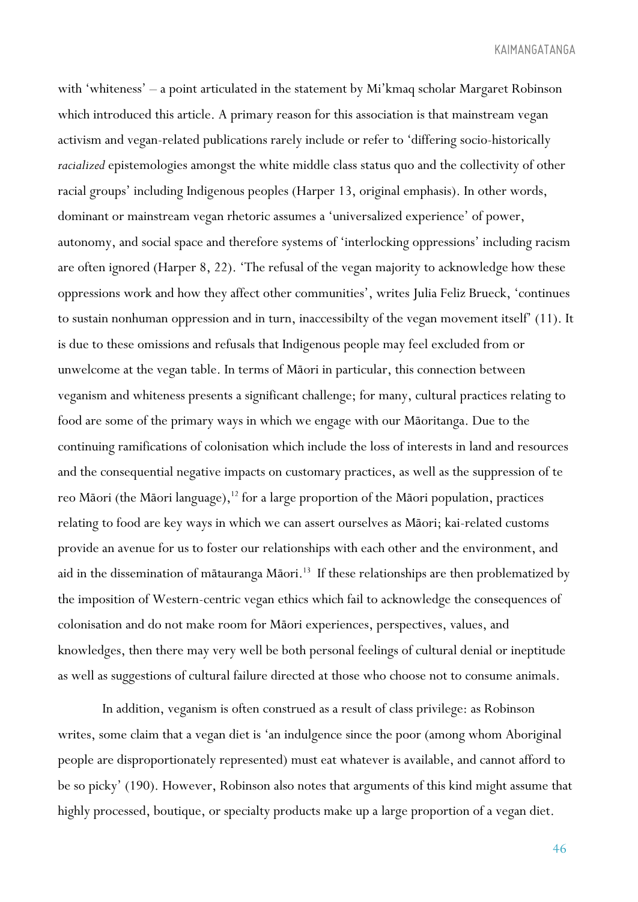with 'whiteness' – a point articulated in the statement by Mi'kmaq scholar Margaret Robinson which introduced this article. A primary reason for this association is that mainstream vegan activism and vegan-related publications rarely include or refer to 'differing socio-historically *racialized* epistemologies amongst the white middle class status quo and the collectivity of other racial groups' including Indigenous peoples (Harper 13, original emphasis). In other words, dominant or mainstream vegan rhetoric assumes a 'universalized experience' of power, autonomy, and social space and therefore systems of 'interlocking oppressions' including racism are often ignored (Harper 8, 22). 'The refusal of the vegan majority to acknowledge how these oppressions work and how they affect other communities', writes Julia Feliz Brueck, 'continues to sustain nonhuman oppression and in turn, inaccessibilty of the vegan movement itself' (11). It is due to these omissions and refusals that Indigenous people may feel excluded from or unwelcome at the vegan table. In terms of Māori in particular, this connection between veganism and whiteness presents a significant challenge; for many, cultural practices relating to food are some of the primary ways in which we engage with our Māoritanga. Due to the continuing ramifications of colonisation which include the loss of interests in land and resources and the consequential negative impacts on customary practices, as well as the suppression of te reo Māori (the Māori language),[12] for a large proportion of the Māori population, practices relating to food are key ways in which we can assert ourselves as Māori; kai-related customs provide an avenue for us to foster our relationships with each other and the environment, and aid in the dissemination of mātauranga Māori.[13] If these relationships are then problematized by the imposition of Western-centric vegan ethics which fail to acknowledge the consequences of colonisation and do not make room for Māori experiences, perspectives, values, and knowledges, then there may very well be both personal feelings of cultural denial or ineptitude as well as suggestions of cultural failure directed at those who choose not to consume animals.

In addition, veganism is often construed as a result of class privilege: as Robinson writes, some claim that a vegan diet is 'an indulgence since the poor (among whom Aboriginal people are disproportionately represented) must eat whatever is available, and cannot afford to be so picky' (190). However, Robinson also notes that arguments of this kind might assume that highly processed, boutique, or specialty products make up a large proportion of a vegan diet.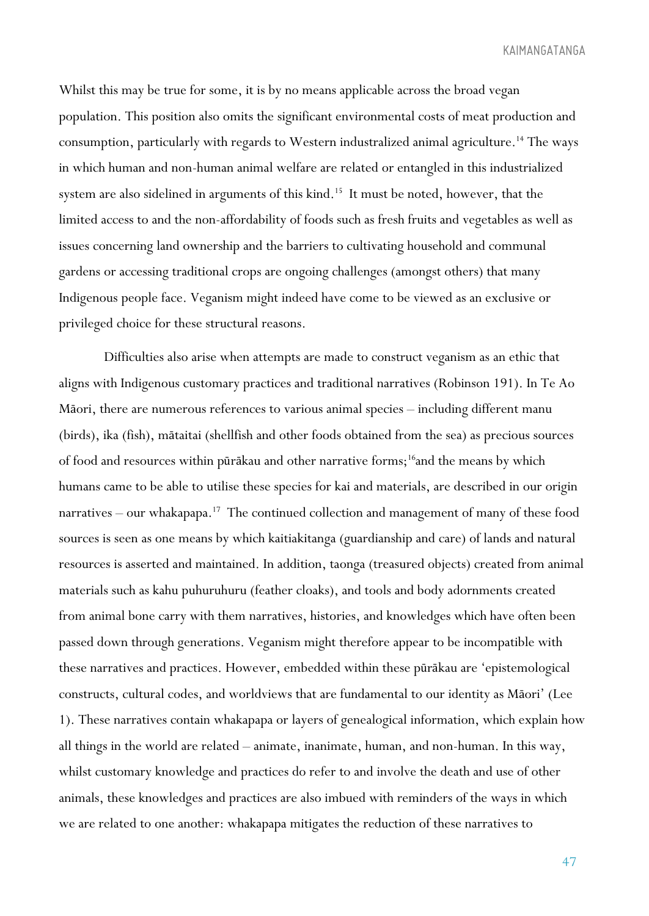Whilst this may be true for some, it is by no means applicable across the broad vegan population. This position also omits the significant environmental costs of meat production and consumption, particularly with regards to Western industralized animal agriculture.[14] The ways in which human and non-human animal welfare are related or entangled in this industrialized system are also sidelined in arguments of this kind.[15] It must be noted, however, that the limited access to and the non-affordability of foods such as fresh fruits and vegetables as well as issues concerning land ownership and the barriers to cultivating household and communal gardens or accessing traditional crops are ongoing challenges (amongst others) that many Indigenous people face. Veganism might indeed have come to be viewed as an exclusive or privileged choice for these structural reasons.

Difficulties also arise when attempts are made to construct veganism as an ethic that aligns with Indigenous customary practices and traditional narratives (Robinson 191). In Te Ao Māori, there are numerous references to various animal species – including different manu (birds), ika (fish), mātaitai (shellfish and other foods obtained from the sea) as precious sources of food and resources within pūrākau and other narrative forms;[16]and the means by which humans came to be able to utilise these species for kai and materials, are described in our origin narratives – our whakapapa.[17] The continued collection and management of many of these food sources is seen as one means by which kaitiakitanga (guardianship and care) of lands and natural resources is asserted and maintained. In addition, taonga (treasured objects) created from animal materials such as kahu puhuruhuru (feather cloaks), and tools and body adornments created from animal bone carry with them narratives, histories, and knowledges which have often been passed down through generations. Veganism might therefore appear to be incompatible with these narratives and practices. However, embedded within these pūrākau are 'epistemological constructs, cultural codes, and worldviews that are fundamental to our identity as Māori' (Lee 1). These narratives contain whakapapa or layers of genealogical information, which explain how all things in the world are related – animate, inanimate, human, and non-human. In this way, whilst customary knowledge and practices do refer to and involve the death and use of other animals, these knowledges and practices are also imbued with reminders of the ways in which we are related to one another: whakapapa mitigates the reduction of these narratives to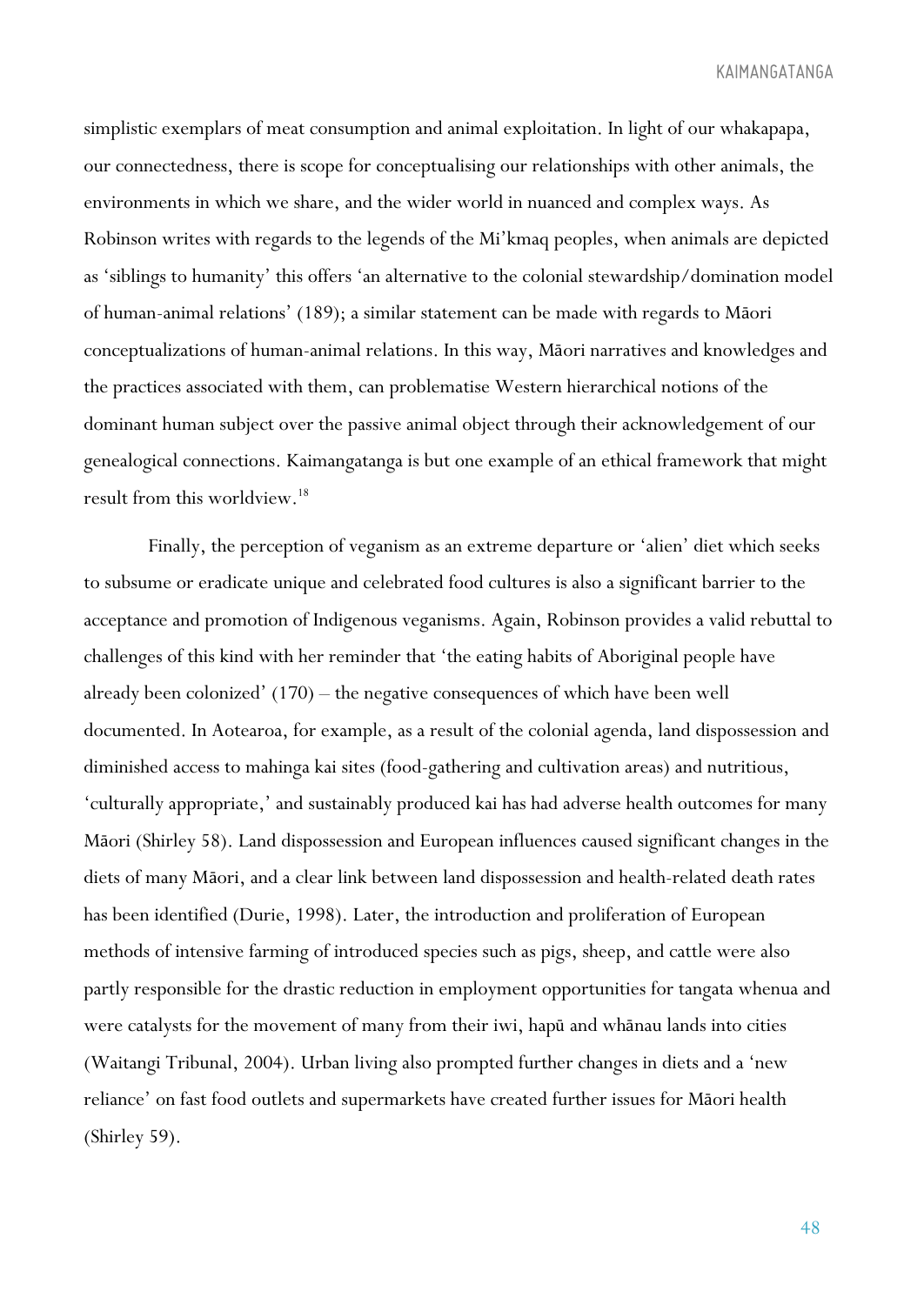simplistic exemplars of meat consumption and animal exploitation. In light of our whakapapa, our connectedness, there is scope for conceptualising our relationships with other animals, the environments in which we share, and the wider world in nuanced and complex ways. As Robinson writes with regards to the legends of the Mi'kmaq peoples, when animals are depicted as 'siblings to humanity' this offers 'an alternative to the colonial stewardship/domination model of human-animal relations' (189); a similar statement can be made with regards to Māori conceptualizations of human-animal relations. In this way, Māori narratives and knowledges and the practices associated with them, can problematise Western hierarchical notions of the dominant human subject over the passive animal object through their acknowledgement of our genealogical connections. Kaimangatanga is but one example of an ethical framework that might result from this worldview.[18]

Finally, the perception of veganism as an extreme departure or 'alien' diet which seeks to subsume or eradicate unique and celebrated food cultures is also a significant barrier to the acceptance and promotion of Indigenous veganisms. Again, Robinson provides a valid rebuttal to challenges of this kind with her reminder that 'the eating habits of Aboriginal people have already been colonized' (170) – the negative consequences of which have been well documented. In Aotearoa, for example, as a result of the colonial agenda, land dispossession and diminished access to mahinga kai sites (food-gathering and cultivation areas) and nutritious, 'culturally appropriate,' and sustainably produced kai has had adverse health outcomes for many Māori (Shirley 58). Land dispossession and European influences caused significant changes in the diets of many Māori, and a clear link between land dispossession and health-related death rates has been identified (Durie, 1998). Later, the introduction and proliferation of European methods of intensive farming of introduced species such as pigs, sheep, and cattle were also partly responsible for the drastic reduction in employment opportunities for tangata whenua and were catalysts for the movement of many from their iwi, hapū and whānau lands into cities (Waitangi Tribunal, 2004). Urban living also prompted further changes in diets and a 'new reliance' on fast food outlets and supermarkets have created further issues for Māori health (Shirley 59).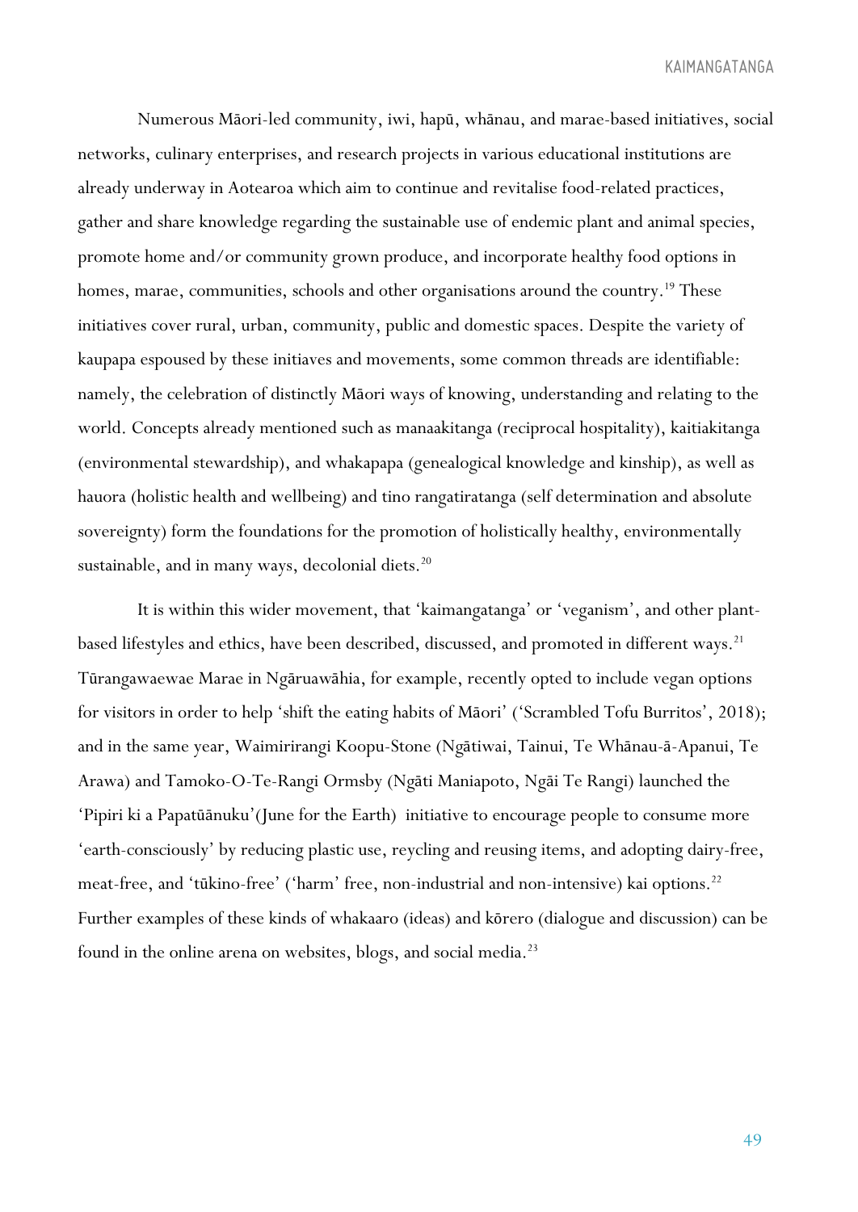Numerous Māori-led community, iwi, hapū, whānau, and marae-based initiatives, social networks, culinary enterprises, and research projects in various educational institutions are already underway in Aotearoa which aim to continue and revitalise food-related practices, gather and share knowledge regarding the sustainable use of endemic plant and animal species, promote home and/or community grown produce, and incorporate healthy food options in homes, marae, communities, schools and other organisations around the country.[19] These initiatives cover rural, urban, community, public and domestic spaces. Despite the variety of kaupapa espoused by these initiaves and movements, some common threads are identifiable: namely, the celebration of distinctly Māori ways of knowing, understanding and relating to the world. Concepts already mentioned such as manaakitanga (reciprocal hospitality), kaitiakitanga (environmental stewardship), and whakapapa (genealogical knowledge and kinship), as well as hauora (holistic health and wellbeing) and tino rangatiratanga (self determination and absolute sovereignty) form the foundations for the promotion of holistically healthy, environmentally sustainable, and in many ways, decolonial diets.[20]

It is within this wider movement, that 'kaimangatanga' or 'veganism', and other plant-based lifestyles and ethics, have been described, discussed, and promoted in different ways.[21] Tūrangawaewae Marae in Ngāruawāhia, for example, recently opted to include vegan options for visitors in order to help 'shift the eating habits of Māori' ('Scrambled Tofu Burritos', 2018); and in the same year, Waimirirangi Koopu-Stone (Ngātiwai, Tainui, Te Whānau-ā-Apanui, Te Arawa) and Tamoko-O-Te-Rangi Ormsby (Ngāti Maniapoto, Ngāi Te Rangi) launched the 'Pipiri ki a Papatūānuku'(June for the Earth) initiative to encourage people to consume more 'earth-consciously' by reducing plastic use, reycling and reusing items, and adopting dairy-free, meat-free, and 'tūkino-free' ('harm' free, non-industrial and non-intensive) kai options.[22] Further examples of these kinds of whakaaro (ideas) and kōrero (dialogue and discussion) can be found in the online arena on websites, blogs, and social media.[23]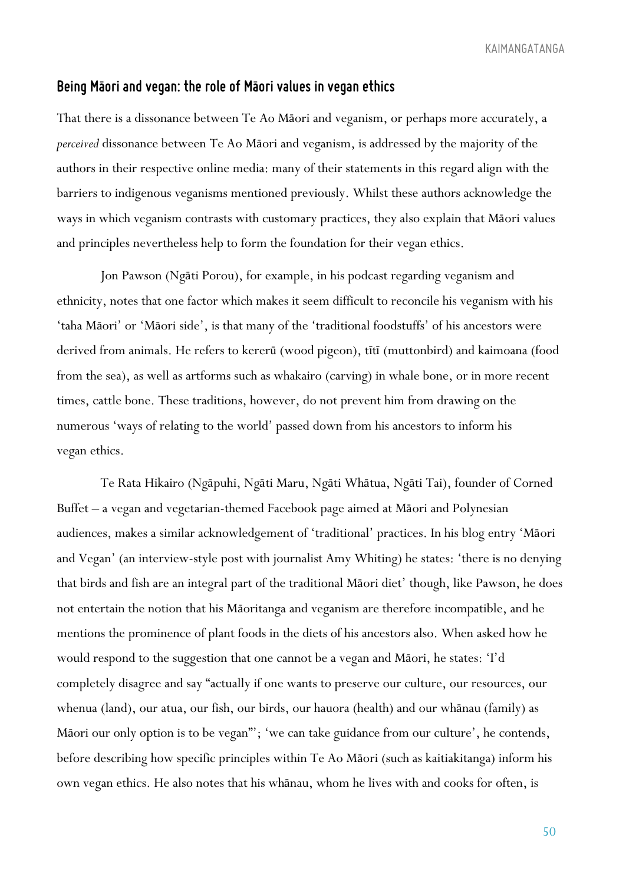## Being Māori and vegan: the role of Māori values in vegan ethics

That there is a dissonance between Te Ao Māori and veganism, or perhaps more accurately, a *perceived* dissonance between Te Ao Māori and veganism, is addressed by the majority of the authors in their respective online media: many of their statements in this regard align with the barriers to indigenous veganisms mentioned previously. Whilst these authors acknowledge the ways in which veganism contrasts with customary practices, they also explain that Māori values and principles nevertheless help to form the foundation for their vegan ethics.

Jon Pawson (Ngāti Porou), for example, in his podcast regarding veganism and ethnicity, notes that one factor which makes it seem difficult to reconcile his veganism with his 'taha Māori' or 'Māori side', is that many of the 'traditional foodstuffs' of his ancestors were derived from animals. He refers to kererū (wood pigeon), tītī (muttonbird) and kaimoana (food from the sea), as well as artforms such as whakairo (carving) in whale bone, or in more recent times, cattle bone. These traditions, however, do not prevent him from drawing on the numerous 'ways of relating to the world' passed down from his ancestors to inform his vegan ethics.

Te Rata Hikairo (Ngāpuhi, Ngāti Maru, Ngāti Whātua, Ngāti Tai), founder of Corned Buffet – a vegan and vegetarian-themed Facebook page aimed at Māori and Polynesian audiences, makes a similar acknowledgement of 'traditional' practices. In his blog entry 'Māori and Vegan' (an interview-style post with journalist Amy Whiting) he states: 'there is no denying that birds and fish are an integral part of the traditional Māori diet' though, like Pawson, he does not entertain the notion that his Māoritanga and veganism are therefore incompatible, and he mentions the prominence of plant foods in the diets of his ancestors also. When asked how he would respond to the suggestion that one cannot be a vegan and Māori, he states: 'I'd completely disagree and say "actually if one wants to preserve our culture, our resources, our whenua (land), our atua, our fish, our birds, our hauora (health) and our whānau (family) as Māori our only option is to be vegan"'; 'we can take guidance from our culture', he contends, before describing how specific principles within Te Ao Māori (such as kaitiakitanga) inform his own vegan ethics. He also notes that his whānau, whom he lives with and cooks for often, is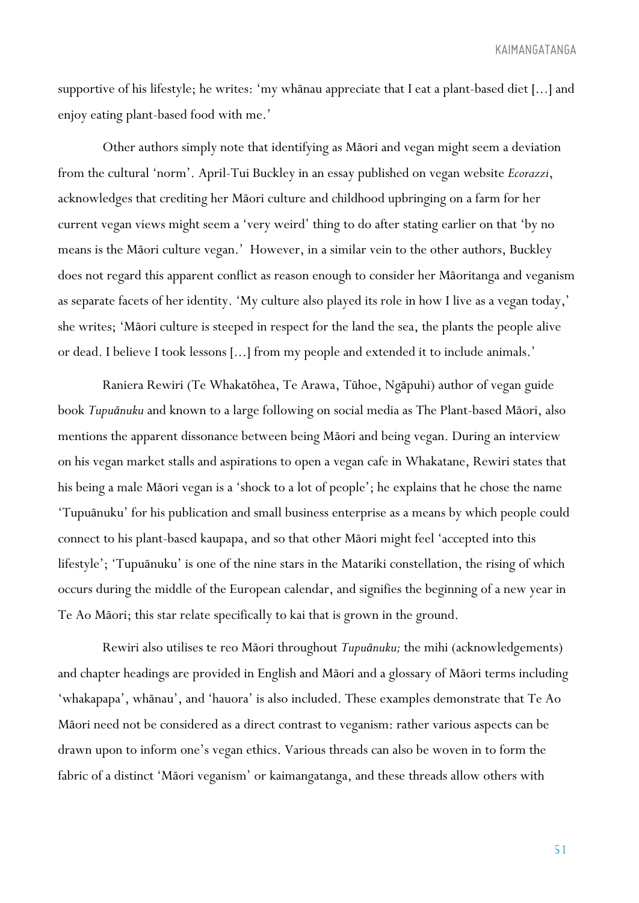supportive of his lifestyle; he writes: 'my whānau appreciate that I eat a plant-based diet [...] and enjoy eating plant-based food with me.'

Other authors simply note that identifying as Māori and vegan might seem a deviation from the cultural 'norm'. April-Tui Buckley in an essay published on vegan website *Ecorazzi*, acknowledges that crediting her Māori culture and childhood upbringing on a farm for her current vegan views might seem a 'very weird' thing to do after stating earlier on that 'by no means is the Māori culture vegan.' However, in a similar vein to the other authors, Buckley does not regard this apparent conflict as reason enough to consider her Māoritanga and veganism as separate facets of her identity. 'My culture also played its role in how I live as a vegan today,' she writes; 'Māori culture is steeped in respect for the land the sea, the plants the people alive or dead. I believe I took lessons [...] from my people and extended it to include animals.'

Raniera Rewiri (Te Whakatōhea, Te Arawa, Tūhoe, Ngāpuhi) author of vegan guide book *Tupuānuku* and known to a large following on social media as The Plant-based Māori, also mentions the apparent dissonance between being Māori and being vegan. During an interview on his vegan market stalls and aspirations to open a vegan cafe in Whakatane, Rewiri states that his being a male Māori vegan is a 'shock to a lot of people'; he explains that he chose the name 'Tupuānuku' for his publication and small business enterprise as a means by which people could connect to his plant-based kaupapa, and so that other Māori might feel 'accepted into this lifestyle'; 'Tupuānuku' is one of the nine stars in the Matariki constellation, the rising of which occurs during the middle of the European calendar, and signifies the beginning of a new year in Te Ao Māori; this star relate specifically to kai that is grown in the ground.

Rewiri also utilises te reo Māori throughout *Tupuānuku;* the mihi (acknowledgements) and chapter headings are provided in English and Māori and a glossary of Māori terms including 'whakapapa', whānau', and 'hauora' is also included. These examples demonstrate that Te Ao Māori need not be considered as a direct contrast to veganism: rather various aspects can be drawn upon to inform one's vegan ethics. Various threads can also be woven in to form the fabric of a distinct 'Māori veganism' or kaimangatanga, and these threads allow others with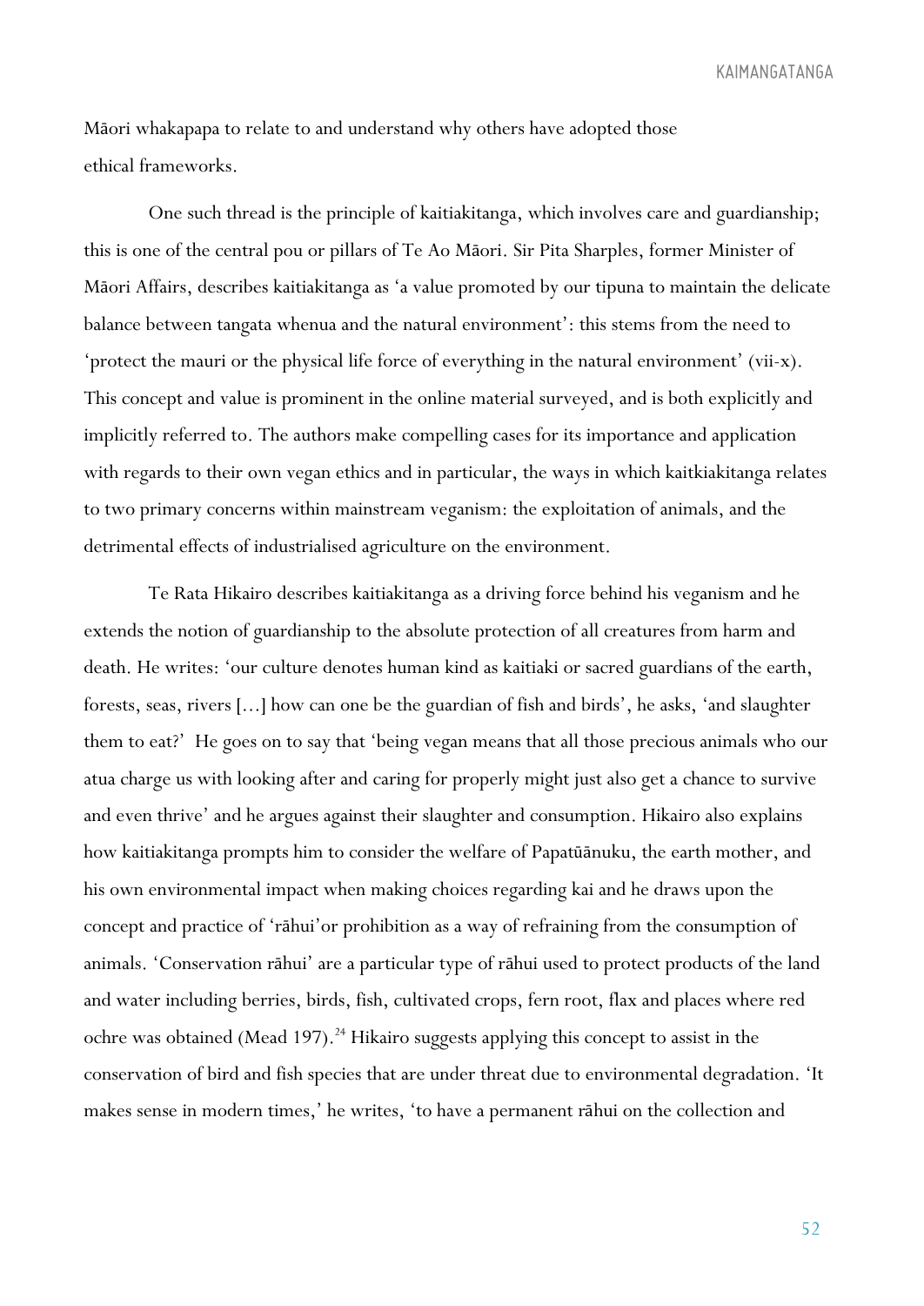Māori whakapapa to relate to and understand why others have adopted those ethical frameworks.

One such thread is the principle of kaitiakitanga, which involves care and guardianship; this is one of the central pou or pillars of Te Ao Māori. Sir Pita Sharples, former Minister of Māori Affairs, describes kaitiakitanga as 'a value promoted by our tipuna to maintain the delicate balance between tangata whenua and the natural environment': this stems from the need to 'protect the mauri or the physical life force of everything in the natural environment' (vii-x). This concept and value is prominent in the online material surveyed, and is both explicitly and implicitly referred to. The authors make compelling cases for its importance and application with regards to their own vegan ethics and in particular, the ways in which kaitkiakitanga relates to two primary concerns within mainstream veganism: the exploitation of animals, and the detrimental effects of industrialised agriculture on the environment.

Te Rata Hikairo describes kaitiakitanga as a driving force behind his veganism and he extends the notion of guardianship to the absolute protection of all creatures from harm and death. He writes: 'our culture denotes human kind as kaitiaki or sacred guardians of the earth, forests, seas, rivers [...] how can one be the guardian of fish and birds', he asks, 'and slaughter them to eat?' He goes on to say that 'being vegan means that all those precious animals who our atua charge us with looking after and caring for properly might just also get a chance to survive and even thrive' and he argues against their slaughter and consumption. Hikairo also explains how kaitiakitanga prompts him to consider the welfare of Papatūānuku, the earth mother, and his own environmental impact when making choices regarding kai and he draws upon the concept and practice of 'rāhui'or prohibition as a way of refraining from the consumption of animals. 'Conservation rāhui' are a particular type of rāhui used to protect products of the land and water including berries, birds, fish, cultivated crops, fern root, flax and places where red ochre was obtained (Mead 197).[24] Hikairo suggests applying this concept to assist in the conservation of bird and fish species that are under threat due to environmental degradation. 'It makes sense in modern times,' he writes, 'to have a permanent rāhui on the collection and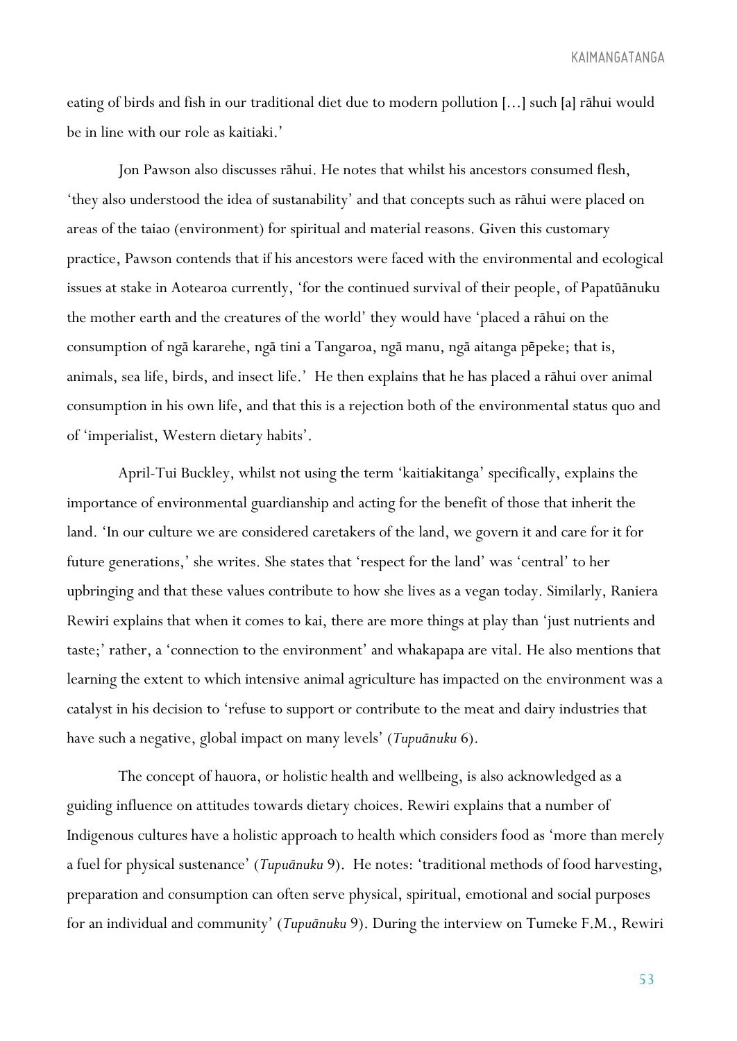eating of birds and fish in our traditional diet due to modern pollution […] such [a] rāhui would be in line with our role as kaitiaki.'

Jon Pawson also discusses rāhui. He notes that whilst his ancestors consumed flesh, 'they also understood the idea of sustanability' and that concepts such as rāhui were placed on areas of the taiao (environment) for spiritual and material reasons. Given this customary practice, Pawson contends that if his ancestors were faced with the environmental and ecological issues at stake in Aotearoa currently, 'for the continued survival of their people, of Papatūānuku the mother earth and the creatures of the world' they would have 'placed a rāhui on the consumption of ngā kararehe, ngā tini a Tangaroa, ngā manu, ngā aitanga pēpeke; that is, animals, sea life, birds, and insect life.' He then explains that he has placed a rāhui over animal consumption in his own life, and that this is a rejection both of the environmental status quo and of 'imperialist, Western dietary habits'.

April-Tui Buckley, whilst not using the term 'kaitiakitanga' specifically, explains the importance of environmental guardianship and acting for the benefit of those that inherit the land. 'In our culture we are considered caretakers of the land, we govern it and care for it for future generations,' she writes. She states that 'respect for the land' was 'central' to her upbringing and that these values contribute to how she lives as a vegan today. Similarly, Raniera Rewiri explains that when it comes to kai, there are more things at play than 'just nutrients and taste;' rather, a 'connection to the environment' and whakapapa are vital. He also mentions that learning the extent to which intensive animal agriculture has impacted on the environment was a catalyst in his decision to 'refuse to support or contribute to the meat and dairy industries that have such a negative, global impact on many levels' (*Tupuānuku* 6).

The concept of hauora, or holistic health and wellbeing, is also acknowledged as a guiding influence on attitudes towards dietary choices. Rewiri explains that a number of Indigenous cultures have a holistic approach to health which considers food as 'more than merely a fuel for physical sustenance' (*Tupuānuku* 9). He notes: 'traditional methods of food harvesting, preparation and consumption can often serve physical, spiritual, emotional and social purposes for an individual and community' (*Tupuānuku* 9). During the interview on Tumeke F.M., Rewiri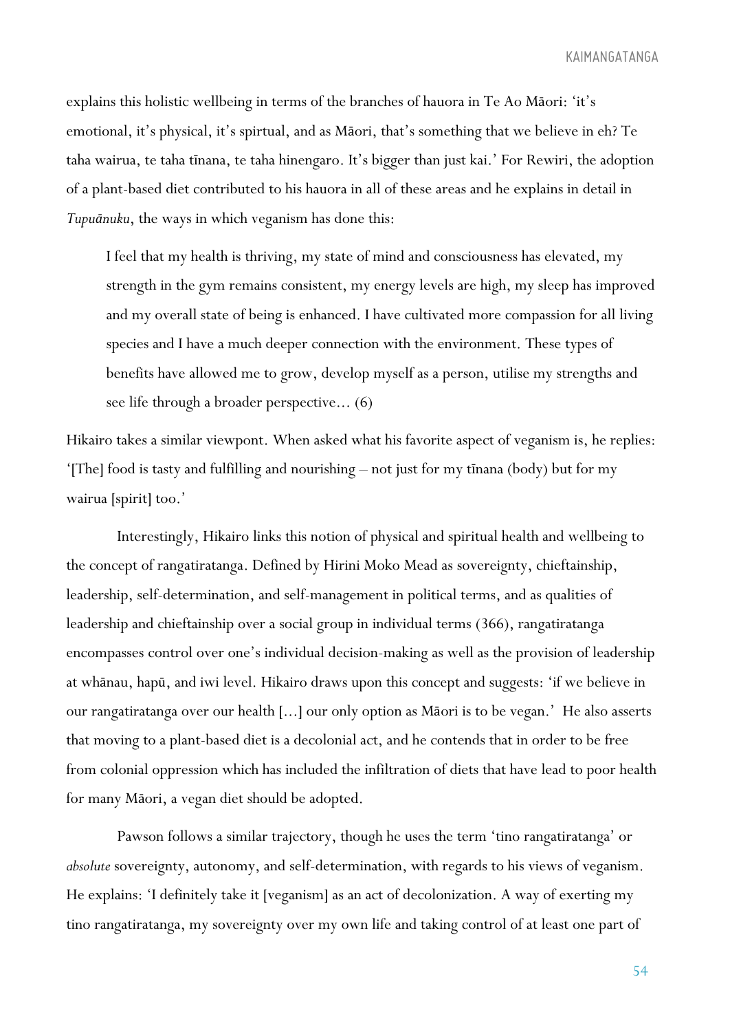explains this holistic wellbeing in terms of the branches of hauora in Te Ao Māori: 'it's emotional, it's physical, it's spirtual, and as Māori, that's something that we believe in eh? Te taha wairua, te taha tīnana, te taha hinengaro. It's bigger than just kai.' For Rewiri, the adoption of a plant-based diet contributed to his hauora in all of these areas and he explains in detail in *Tupuānuku*, the ways in which veganism has done this:

> I feel that my health is thriving, my state of mind and consciousness has elevated, my strength in the gym remains consistent, my energy levels are high, my sleep has improved and my overall state of being is enhanced. I have cultivated more compassion for all living species and I have a much deeper connection with the environment. These types of benefits have allowed me to grow, develop myself as a person, utilise my strengths and see life through a broader perspective… (6)

Hikairo takes a similar viewpont. When asked what his favorite aspect of veganism is, he replies: '[The] food is tasty and fulfilling and nourishing – not just for my tīnana (body) but for my wairua [spirit] too.'

Interestingly, Hikairo links this notion of physical and spiritual health and wellbeing to the concept of rangatiratanga. Defined by Hirini Moko Mead as sovereignty, chieftainship, leadership, self-determination, and self-management in political terms, and as qualities of leadership and chieftainship over a social group in individual terms (366), rangatiratanga encompasses control over one's individual decision-making as well as the provision of leadership at whānau, hapū, and iwi level. Hikairo draws upon this concept and suggests: 'if we believe in our rangatiratanga over our health […] our only option as Māori is to be vegan.' He also asserts that moving to a plant-based diet is a decolonial act, and he contends that in order to be free from colonial oppression which has included the infiltration of diets that have lead to poor health for many Māori, a vegan diet should be adopted.

Pawson follows a similar trajectory, though he uses the term 'tino rangatiratanga' or *absolute* sovereignty, autonomy, and self-determination, with regards to his views of veganism. He explains: 'I definitely take it [veganism] as an act of decolonization. A way of exerting my tino rangatiratanga, my sovereignty over my own life and taking control of at least one part of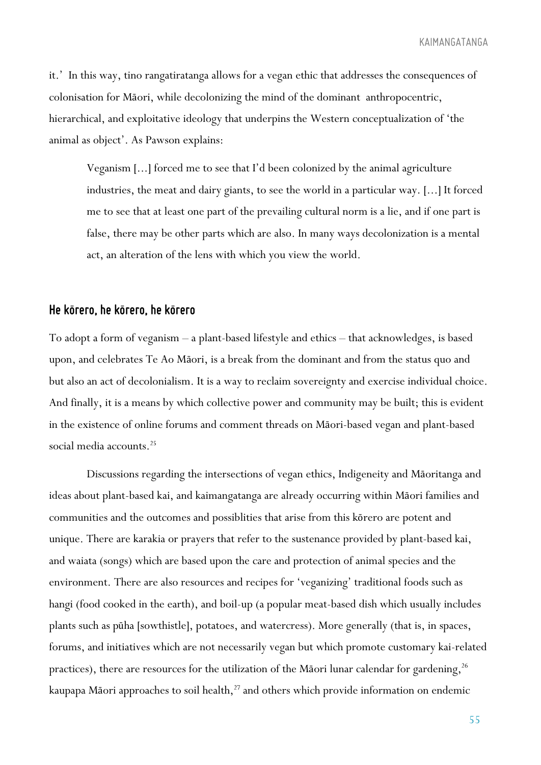it.' In this way, tino rangatiratanga allows for a vegan ethic that addresses the consequences of colonisation for Māori, while decolonizing the mind of the dominant anthropocentric, hierarchical, and exploitative ideology that underpins the Western conceptualization of 'the animal as object'. As Pawson explains:

> Veganism [...] forced me to see that I'd been colonized by the animal agriculture industries, the meat and dairy giants, to see the world in a particular way. [...] It forced me to see that at least one part of the prevailing cultural norm is a lie, and if one part is false, there may be other parts which are also. In many ways decolonization is a mental act, an alteration of the lens with which you view the world.

## He kōrero, he kōrero, he kōrero

To adopt a form of veganism – a plant-based lifestyle and ethics – that acknowledges, is based upon, and celebrates Te Ao Māori, is a break from the dominant and from the status quo and but also an act of decolonialism. It is a way to reclaim sovereignty and exercise individual choice. And finally, it is a means by which collective power and community may be built; this is evident in the existence of online forums and comment threads on Māori-based vegan and plant-based social media accounts.[25]

Discussions regarding the intersections of vegan ethics, Indigeneity and Māoritanga and ideas about plant-based kai, and kaimangatanga are already occurring within Māori families and communities and the outcomes and possiblities that arise from this kōrero are potent and unique. There are karakia or prayers that refer to the sustenance provided by plant-based kai, and waiata (songs) which are based upon the care and protection of animal species and the environment. There are also resources and recipes for 'veganizing' traditional foods such as hangi (food cooked in the earth), and boil-up (a popular meat-based dish which usually includes plants such as pūha [sowthistle], potatoes, and watercress). More generally (that is, in spaces, forums, and initiatives which are not necessarily vegan but which promote customary kai-related practices), there are resources for the utilization of the Māori lunar calendar for gardening,[26] kaupapa Māori approaches to soil health,[27] and others which provide information on endemic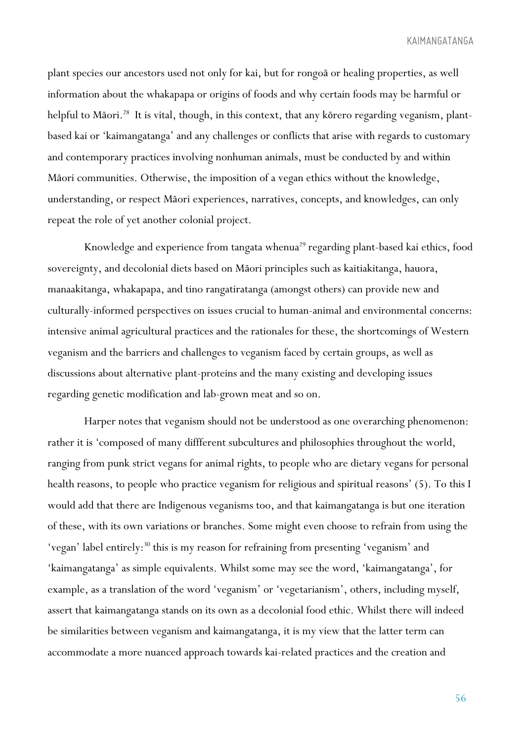plant species our ancestors used not only for kai, but for rongoā or healing properties, as well information about the whakapapa or origins of foods and why certain foods may be harmful or helpful to Māori.[28] It is vital, though, in this context, that any kōrero regarding veganism, plant-based kai or 'kaimangatanga' and any challenges or conflicts that arise with regards to customary and contemporary practices involving nonhuman animals, must be conducted by and within Māori communities. Otherwise, the imposition of a vegan ethics without the knowledge, understanding, or respect Māori experiences, narratives, concepts, and knowledges, can only repeat the role of yet another colonial project.

Knowledge and experience from tangata whenua[29] regarding plant-based kai ethics, food sovereignty, and decolonial diets based on Māori principles such as kaitiakitanga, hauora, manaakitanga, whakapapa, and tino rangatiratanga (amongst others) can provide new and culturally-informed perspectives on issues crucial to human-animal and environmental concerns: intensive animal agricultural practices and the rationales for these, the shortcomings of Western veganism and the barriers and challenges to veganism faced by certain groups, as well as discussions about alternative plant-proteins and the many existing and developing issues regarding genetic modification and lab-grown meat and so on.

Harper notes that veganism should not be understood as one overarching phenomenon: rather it is 'composed of many diffferent subcultures and philosophies throughout the world, ranging from punk strict vegans for animal rights, to people who are dietary vegans for personal health reasons, to people who practice veganism for religious and spiritual reasons' (5). To this I would add that there are Indigenous veganisms too, and that kaimangatanga is but one iteration of these, with its own variations or branches. Some might even choose to refrain from using the 'vegan' label entirely:[30] this is my reason for refraining from presenting 'veganism' and 'kaimangatanga' as simple equivalents. Whilst some may see the word, 'kaimangatanga', for example, as a translation of the word 'veganism' or 'vegetarianism', others, including myself, assert that kaimangatanga stands on its own as a decolonial food ethic. Whilst there will indeed be similarities between veganism and kaimangatanga, it is my view that the latter term can accommodate a more nuanced approach towards kai-related practices and the creation and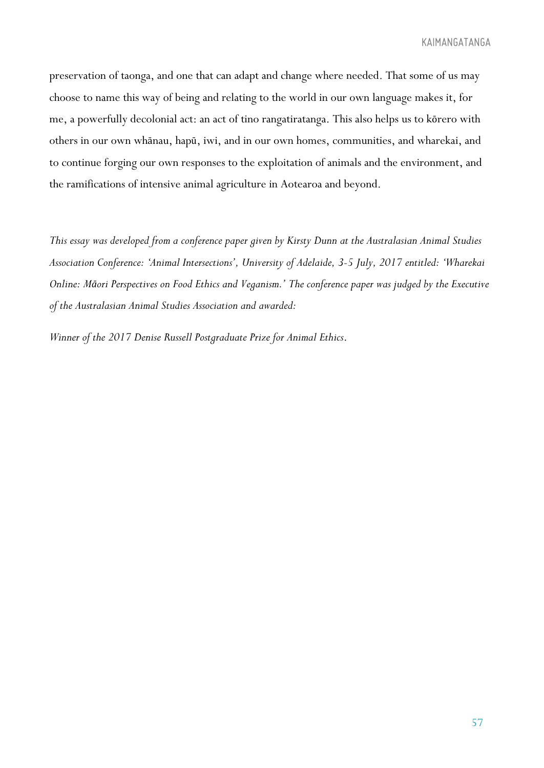preservation of taonga, and one that can adapt and change where needed. That some of us may choose to name this way of being and relating to the world in our own language makes it, for me, a powerfully decolonial act: an act of tino rangatiratanga. This also helps us to kōrero with others in our own whānau, hapū, iwi, and in our own homes, communities, and wharekai, and to continue forging our own responses to the exploitation of animals and the environment, and the ramifications of intensive animal agriculture in Aotearoa and beyond.

*This essay was developed from a conference paper given by Kirsty Dunn at the Australasian Animal Studies Association Conference: 'Animal Intersections', University of Adelaide, 3-5 July, 2017 entitled: 'Wharekai Online: Māori Perspectives on Food Ethics and Veganism.' The conference paper was judged by the Executive of the Australasian Animal Studies Association and awarded:*

*Winner of the 2017 Denise Russell Postgraduate Prize for Animal Ethics*.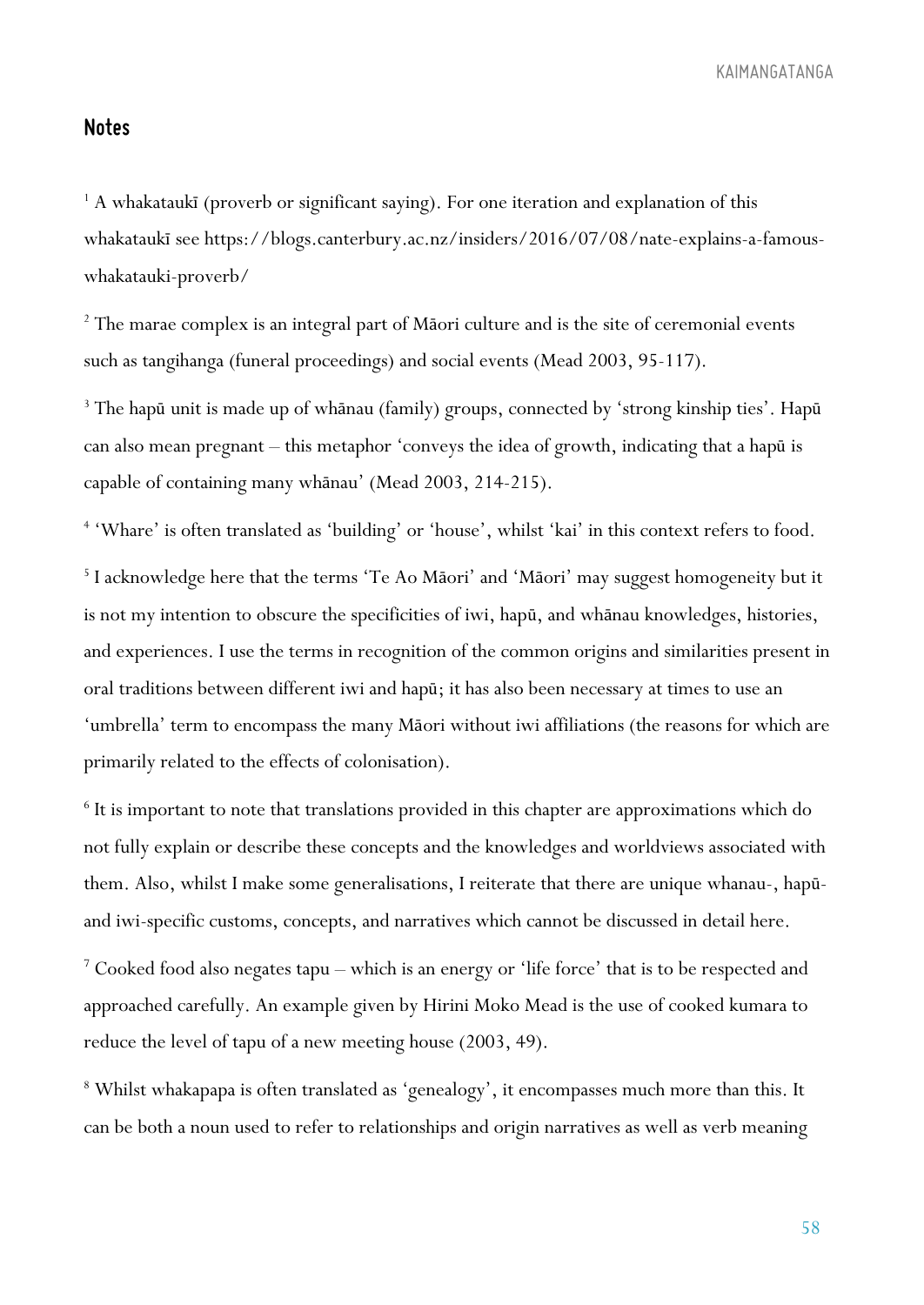## Notes

[1] A whakataukī (proverb or significant saying). For one iteration and explanation of this whakataukī see https://blogs.canterbury.ac.nz/insiders/2016/07/08/nate-explains-a-famous-whakatauki-proverb/

[2] The marae complex is an integral part of Māori culture and is the site of ceremonial events such as tangihanga (funeral proceedings) and social events (Mead 2003, 95-117).

[3] The hapū unit is made up of whānau (family) groups, connected by 'strong kinship ties'. Hapū can also mean pregnant – this metaphor 'conveys the idea of growth, indicating that a hapū is capable of containing many whānau' (Mead 2003, 214-215).

[4] 'Whare' is often translated as 'building' or 'house', whilst 'kai' in this context refers to food.

[5] I acknowledge here that the terms 'Te Ao Māori' and 'Māori' may suggest homogeneity but it is not my intention to obscure the specificities of iwi, hapū, and whānau knowledges, histories, and experiences. I use the terms in recognition of the common origins and similarities present in oral traditions between different iwi and hapū; it has also been necessary at times to use an 'umbrella' term to encompass the many Māori without iwi affiliations (the reasons for which are primarily related to the effects of colonisation).

[6] It is important to note that translations provided in this chapter are approximations which do not fully explain or describe these concepts and the knowledges and worldviews associated with them. Also, whilst I make some generalisations, I reiterate that there are unique whanau-, hapū- and iwi-specific customs, concepts, and narratives which cannot be discussed in detail here.

[7] Cooked food also negates tapu – which is an energy or 'life force' that is to be respected and approached carefully. An example given by Hirini Moko Mead is the use of cooked kumara to reduce the level of tapu of a new meeting house (2003, 49).

[8] Whilst whakapapa is often translated as 'genealogy', it encompasses much more than this. It can be both a noun used to refer to relationships and origin narratives as well as verb meaning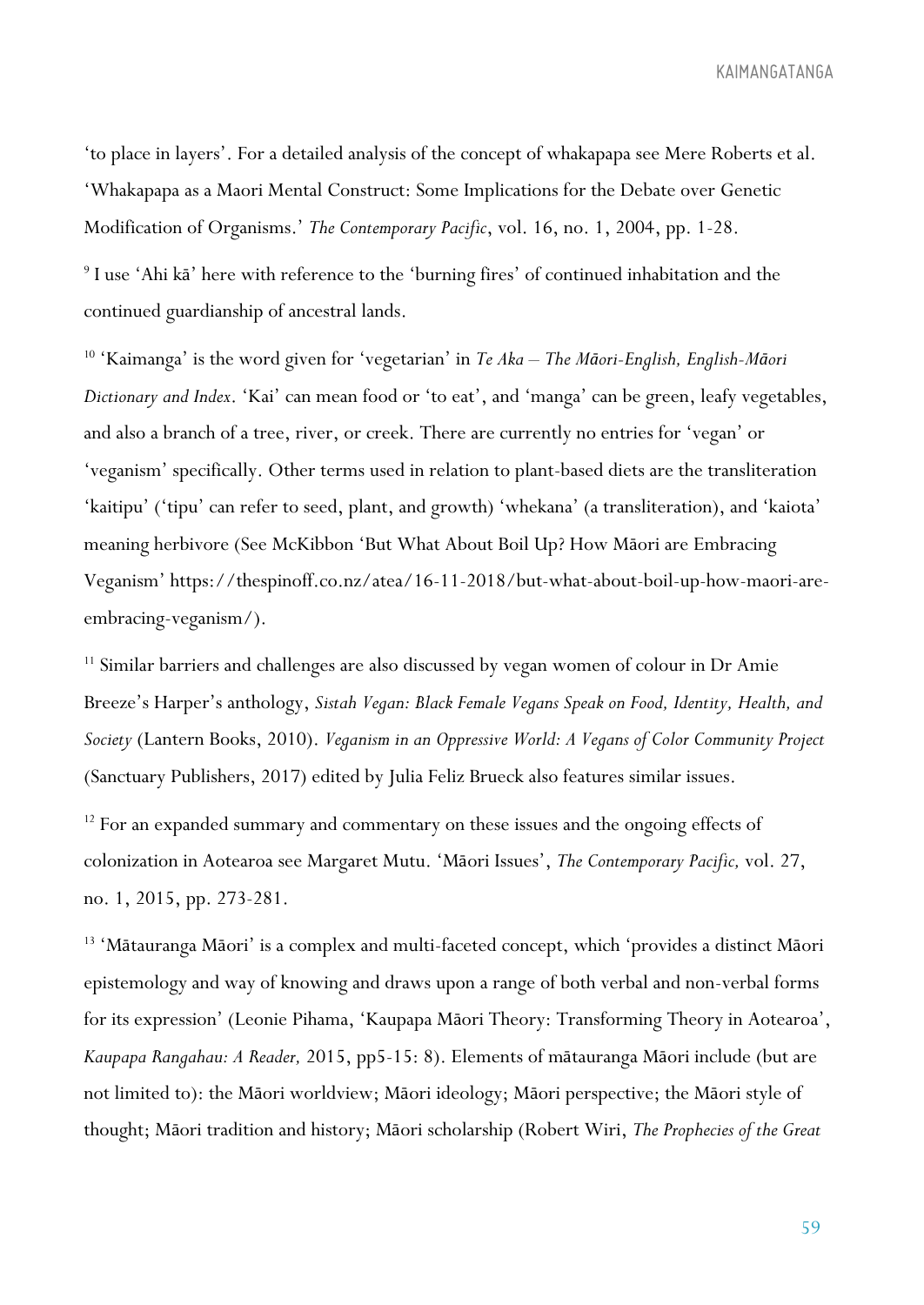'to place in layers'. For a detailed analysis of the concept of whakapapa see Mere Roberts et al. 'Whakapapa as a Maori Mental Construct: Some Implications for the Debate over Genetic Modification of Organisms.' *The Contemporary Pacific*, vol. 16, no. 1, 2004, pp. 1-28.

[9] I use 'Ahi kā' here with reference to the 'burning fires' of continued inhabitation and the continued guardianship of ancestral lands.

[10] 'Kaimanga' is the word given for 'vegetarian' in *Te Aka – The Māori-English, English-Māori Dictionary and Index*. 'Kai' can mean food or 'to eat', and 'manga' can be green, leafy vegetables, and also a branch of a tree, river, or creek. There are currently no entries for 'vegan' or 'veganism' specifically. Other terms used in relation to plant-based diets are the transliteration 'kaitipu' ('tipu' can refer to seed, plant, and growth) 'whekana' (a transliteration), and 'kaiota' meaning herbivore (See McKibbon 'But What About Boil Up? How Māori are Embracing Veganism' https://thespinoff.co.nz/atea/16-11-2018/but-what-about-boil-up-how-maori-are-embracing-veganism/).

[11] Similar barriers and challenges are also discussed by vegan women of colour in Dr Amie Breeze's Harper's anthology, *Sistah Vegan: Black Female Vegans Speak on Food, Identity, Health, and Society* (Lantern Books, 2010). *Veganism in an Oppressive World: A Vegans of Color Community Project* (Sanctuary Publishers, 2017) edited by Julia Feliz Brueck also features similar issues.

[12] For an expanded summary and commentary on these issues and the ongoing effects of colonization in Aotearoa see Margaret Mutu. 'Māori Issues', *The Contemporary Pacific,* vol. 27, no. 1, 2015, pp. 273-281.

[13] 'Mātauranga Māori' is a complex and multi-faceted concept, which 'provides a distinct Māori epistemology and way of knowing and draws upon a range of both verbal and non-verbal forms for its expression' (Leonie Pihama, 'Kaupapa Māori Theory: Transforming Theory in Aotearoa', *Kaupapa Rangahau: A Reader,* 2015, pp5-15: 8). Elements of mātauranga Māori include (but are not limited to): the Māori worldview; Māori ideology; Māori perspective; the Māori style of thought; Māori tradition and history; Māori scholarship (Robert Wiri, *The Prophecies of the Great*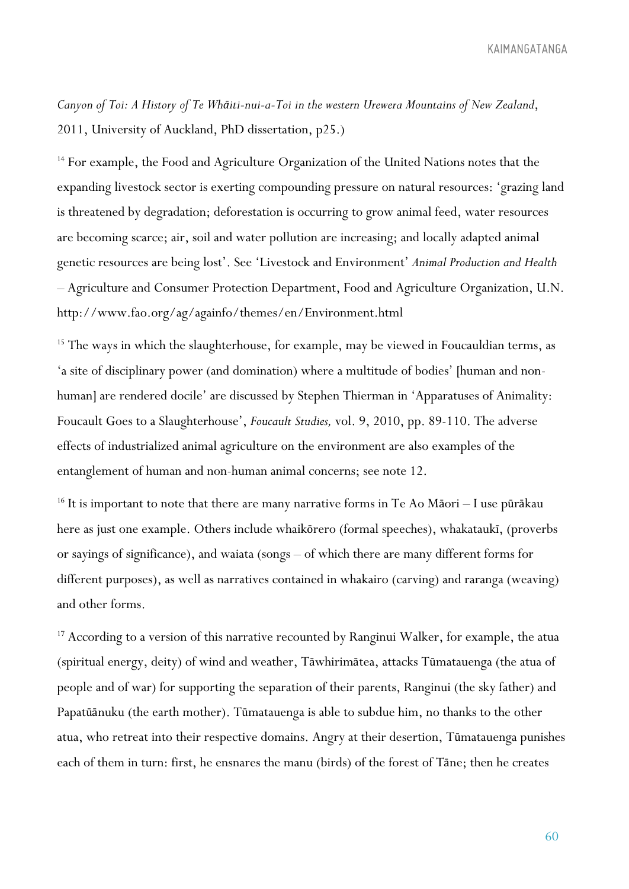*Canyon of Toi: A History of Te Whāiti-nui-a-Toi in the western Urewera Mountains of New Zealand*, 2011, University of Auckland, PhD dissertation, p25.)

[14] For example, the Food and Agriculture Organization of the United Nations notes that the expanding livestock sector is exerting compounding pressure on natural resources: 'grazing land is threatened by degradation; deforestation is occurring to grow animal feed, water resources are becoming scarce; air, soil and water pollution are increasing; and locally adapted animal genetic resources are being lost'. See 'Livestock and Environment' *Animal Production and Health* – Agriculture and Consumer Protection Department, Food and Agriculture Organization, U.N. http://www.fao.org/ag/againfo/themes/en/Environment.html

[15] The ways in which the slaughterhouse, for example, may be viewed in Foucauldian terms, as 'a site of disciplinary power (and domination) where a multitude of bodies' [human and non-human] are rendered docile' are discussed by Stephen Thierman in 'Apparatuses of Animality: Foucault Goes to a Slaughterhouse', *Foucault Studies,* vol. 9, 2010, pp. 89-110. The adverse effects of industrialized animal agriculture on the environment are also examples of the entanglement of human and non-human animal concerns; see note 12.

[16] It is important to note that there are many narrative forms in Te Ao Māori – I use pūrākau here as just one example. Others include whaikōrero (formal speeches), whakataukī, (proverbs or sayings of significance), and waiata (songs – of which there are many different forms for different purposes), as well as narratives contained in whakairo (carving) and raranga (weaving) and other forms.

[17] According to a version of this narrative recounted by Ranginui Walker, for example, the atua (spiritual energy, deity) of wind and weather, Tāwhirimātea, attacks Tūmatauenga (the atua of people and of war) for supporting the separation of their parents, Ranginui (the sky father) and Papatūānuku (the earth mother). Tūmatauenga is able to subdue him, no thanks to the other atua, who retreat into their respective domains. Angry at their desertion, Tūmatauenga punishes each of them in turn: first, he ensnares the manu (birds) of the forest of Tāne; then he creates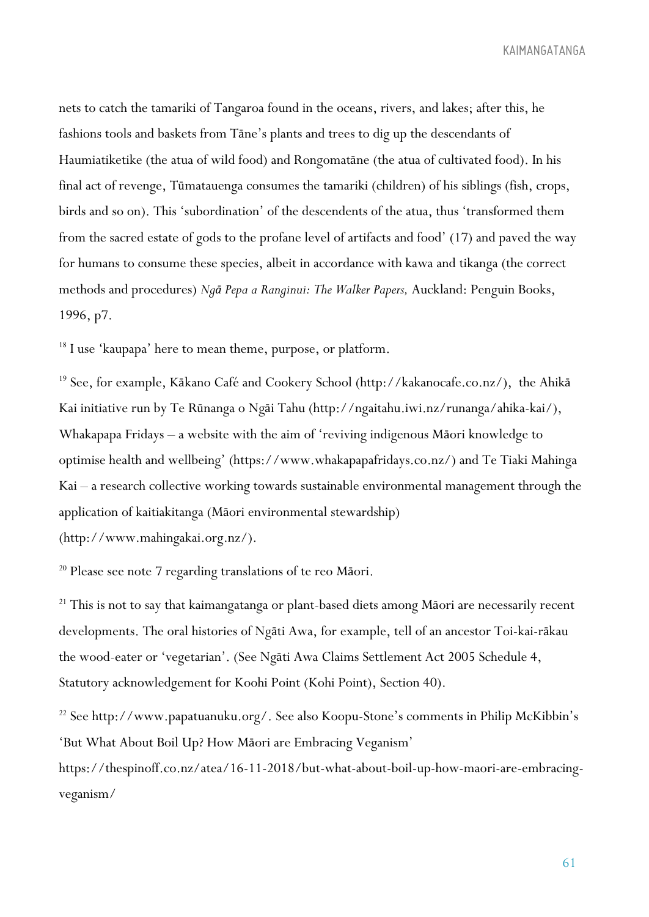nets to catch the tamariki of Tangaroa found in the oceans, rivers, and lakes; after this, he fashions tools and baskets from Tāne's plants and trees to dig up the descendants of Haumiatiketike (the atua of wild food) and Rongomatāne (the atua of cultivated food). In his final act of revenge, Tūmatauenga consumes the tamariki (children) of his siblings (fish, crops, birds and so on). This 'subordination' of the descendents of the atua, thus 'transformed them from the sacred estate of gods to the profane level of artifacts and food' (17) and paved the way for humans to consume these species, albeit in accordance with kawa and tikanga (the correct methods and procedures) *Ngā Pepa a Ranginui: The Walker Papers,* Auckland: Penguin Books, 1996, p7.

[18] I use 'kaupapa' here to mean theme, purpose, or platform.

[19] See, for example, Kākano Café and Cookery School (http://kakanocafe.co.nz/), the Ahikā Kai initiative run by Te Rūnanga o Ngāi Tahu (http://ngaitahu.iwi.nz/runanga/ahika-kai/), Whakapapa Fridays – a website with the aim of 'reviving indigenous Māori knowledge to optimise health and wellbeing' (https://www.whakapapafridays.co.nz/) and Te Tiaki Mahinga Kai – a research collective working towards sustainable environmental management through the application of kaitiakitanga (Māori environmental stewardship) (http://www.mahingakai.org.nz/).

[20] Please see note 7 regarding translations of te reo Māori.

[21] This is not to say that kaimangatanga or plant-based diets among Māori are necessarily recent developments. The oral histories of Ngāti Awa, for example, tell of an ancestor Toi-kai-rākau the wood-eater or 'vegetarian'. (See Ngāti Awa Claims Settlement Act 2005 Schedule 4, Statutory acknowledgement for Koohi Point (Kohi Point), Section 40).

[22] See http://www.papatuanuku.org/. See also Koopu-Stone's comments in Philip McKibbin's 'But What About Boil Up? How Māori are Embracing Veganism' https://thespinoff.co.nz/atea/16-11-2018/but-what-about-boil-up-how-maori-are-embracing-veganism/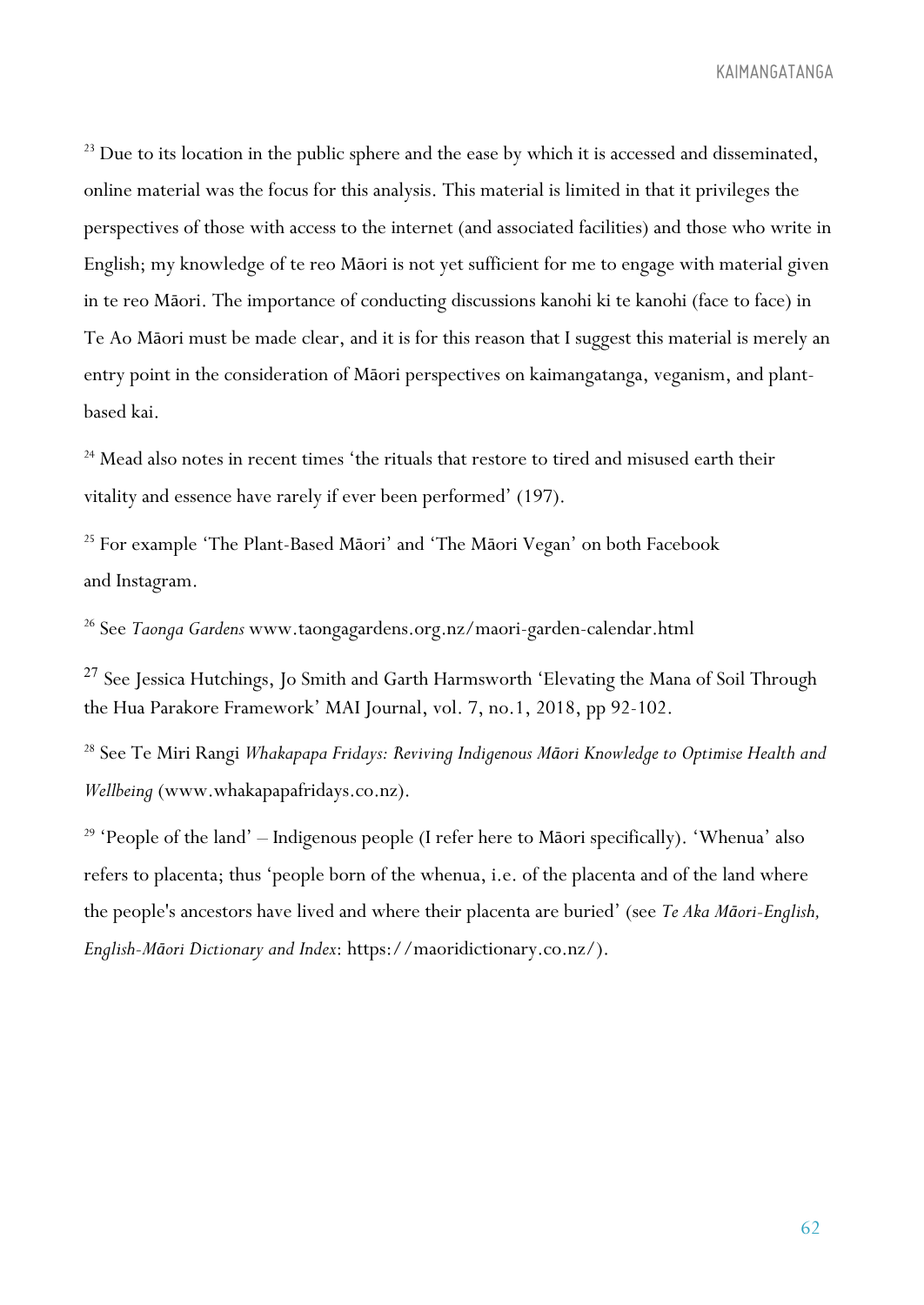[23] Due to its location in the public sphere and the ease by which it is accessed and disseminated, online material was the focus for this analysis. This material is limited in that it privileges the perspectives of those with access to the internet (and associated facilities) and those who write in English; my knowledge of te reo Māori is not yet sufficient for me to engage with material given in te reo Māori. The importance of conducting discussions kanohi ki te kanohi (face to face) in Te Ao Māori must be made clear, and it is for this reason that I suggest this material is merely an entry point in the consideration of Māori perspectives on kaimangatanga, veganism, and plant-based kai.

[24] Mead also notes in recent times 'the rituals that restore to tired and misused earth their vitality and essence have rarely if ever been performed' (197).

[25] For example 'The Plant-Based Māori' and 'The Māori Vegan' on both Facebook and Instagram.

[26] See *Taonga Gardens* www.taongagardens.org.nz/maori-garden-calendar.html

[27] See Jessica Hutchings, Jo Smith and Garth Harmsworth 'Elevating the Mana of Soil Through the Hua Parakore Framework' MAI Journal, vol. 7, no.1, 2018, pp 92-102.

[28] See Te Miri Rangi *Whakapapa Fridays: Reviving Indigenous Māori Knowledge to Optimise Health and Wellbeing* (www.whakapapafridays.co.nz).

[29] 'People of the land' – Indigenous people (I refer here to Māori specifically). 'Whenua' also refers to placenta; thus 'people born of the whenua, i.e. of the placenta and of the land where the people's ancestors have lived and where their placenta are buried' (see *Te Aka Māori-English, English-Māori Dictionary and Index*: https://maoridictionary.co.nz/).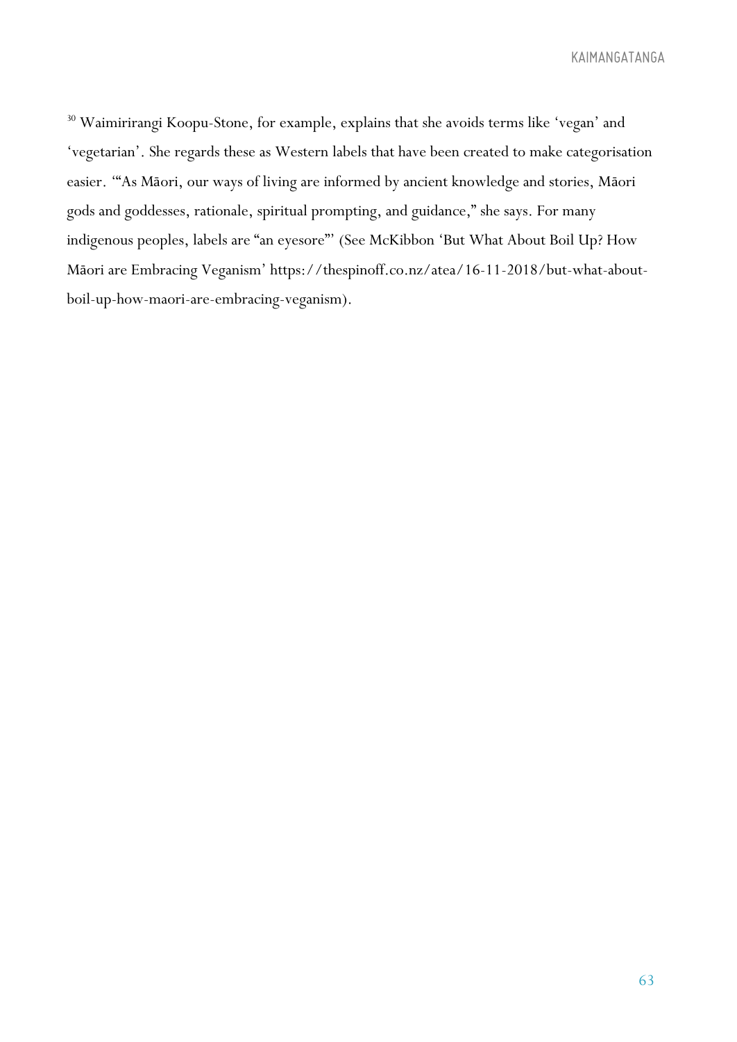[30] Waimirirangi Koopu-Stone, for example, explains that she avoids terms like 'vegan' and 'vegetarian'. She regards these as Western labels that have been created to make categorisation easier. '"As Māori, our ways of living are informed by ancient knowledge and stories, Māori gods and goddesses, rationale, spiritual prompting, and guidance," she says. For many indigenous peoples, labels are "an eyesore"' (See McKibbon 'But What About Boil Up? How Māori are Embracing Veganism' https://thespinoff.co.nz/atea/16-11-2018/but-what-about-boil-up-how-maori-are-embracing-veganism).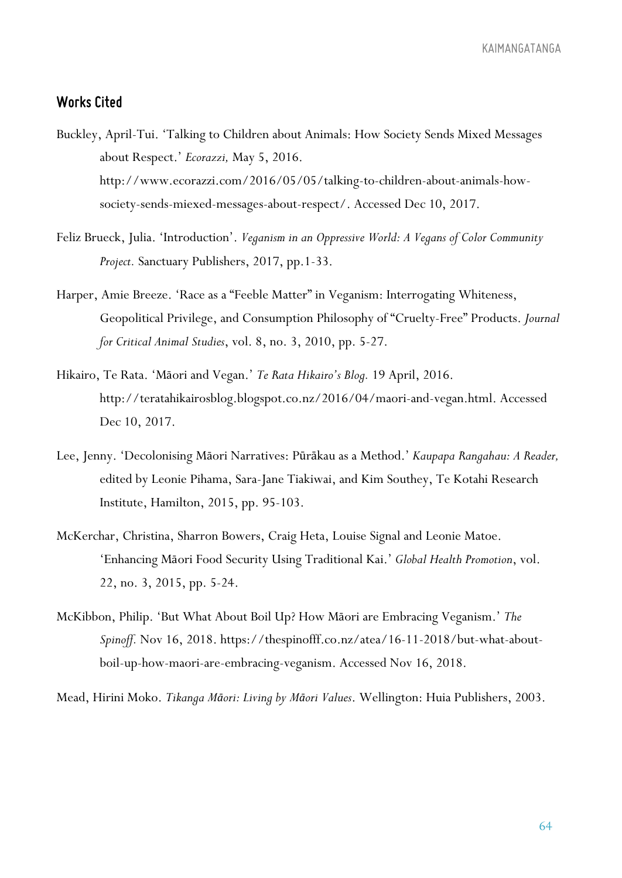## Works Cited

Buckley, April-Tui. 'Talking to Children about Animals: How Society Sends Mixed Messages about Respect.' *Ecorazzi,* May 5, 2016. http://www.ecorazzi.com/2016/05/05/talking-to-children-about-animals-how-society-sends-miexed-messages-about-respect/. Accessed Dec 10, 2017.

Feliz Brueck, Julia. 'Introduction'. *Veganism in an Oppressive World: A Vegans of Color Community Project.* Sanctuary Publishers, 2017, pp.1-33.

Harper, Amie Breeze. 'Race as a "Feeble Matter" in Veganism: Interrogating Whiteness, Geopolitical Privilege, and Consumption Philosophy of "Cruelty-Free" Products. *Journal for Critical Animal Studies*, vol. 8, no. 3, 2010, pp. 5-27.

Hikairo, Te Rata. 'Māori and Vegan.' *Te Rata Hikairo's Blog.* 19 April, 2016. http://teratahikairosblog.blogspot.co.nz/2016/04/maori-and-vegan.html. Accessed Dec 10, 2017.

Lee, Jenny. 'Decolonising Māori Narratives: Pūrākau as a Method.' *Kaupapa Rangahau: A Reader,* edited by Leonie Pihama, Sara-Jane Tiakiwai, and Kim Southey, Te Kotahi Research Institute, Hamilton, 2015, pp. 95-103.

McKerchar, Christina, Sharron Bowers, Craig Heta, Louise Signal and Leonie Matoe. 'Enhancing Māori Food Security Using Traditional Kai.' *Global Health Promotion*, vol. 22, no. 3, 2015, pp. 5-24.

McKibbon, Philip. 'But What About Boil Up? How Māori are Embracing Veganism.' *The Spinoff.* Nov 16, 2018. https://thespinofff.co.nz/atea/16-11-2018/but-what-about-boil-up-how-maori-are-embracing-veganism. Accessed Nov 16, 2018.

Mead, Hirini Moko. *Tikanga Māori: Living by Māori Values*. Wellington: Huia Publishers, 2003.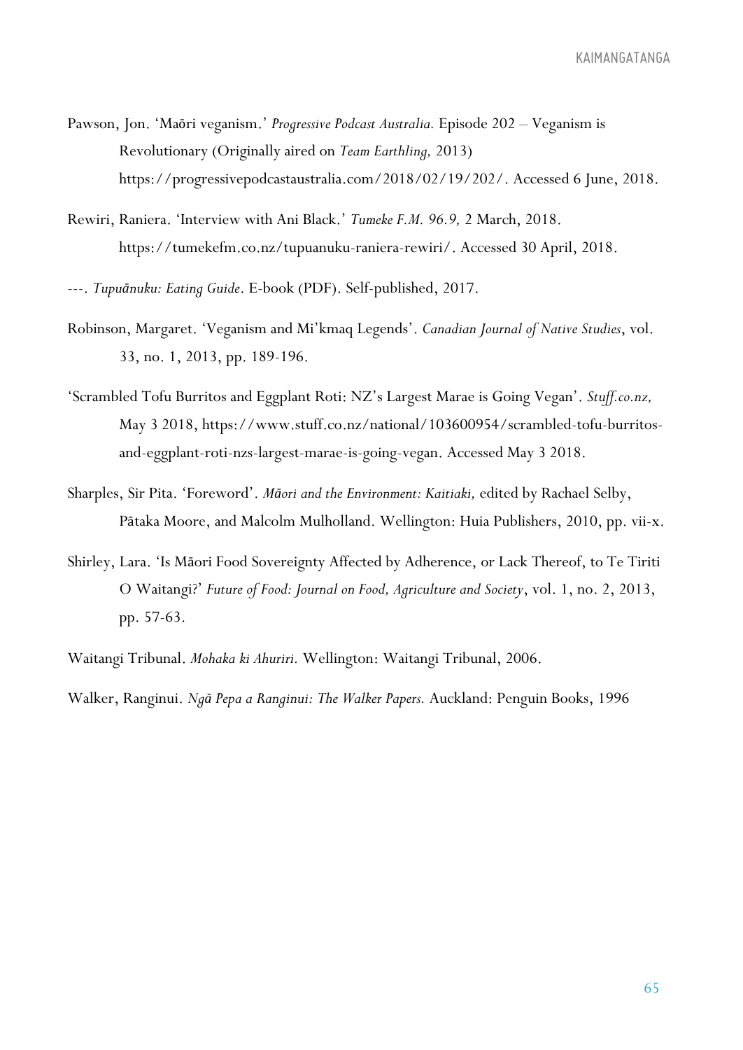Pawson, Jon. 'Maōri veganism.' *Progressive Podcast Australia*. Episode 202 – Veganism is Revolutionary (Originally aired on *Team Earthling,* 2013) https://progressivepodcastaustralia.com/2018/02/19/202/. Accessed 6 June, 2018.

Rewiri, Raniera. 'Interview with Ani Black.' *Tumeke F.M. 96.9,* 2 March, 2018. https://tumekefm.co.nz/tupuanuku-raniera-rewiri/. Accessed 30 April, 2018.

---. *Tupuānuku: Eating Guide*. E-book (PDF). Self-published, 2017.

Robinson, Margaret. 'Veganism and Mi'kmaq Legends'. *Canadian Journal of Native Studies*, vol. 33, no. 1, 2013, pp. 189-196.

'Scrambled Tofu Burritos and Eggplant Roti: NZ's Largest Marae is Going Vegan'. *Stuff.co.nz,* May 3 2018, https://www.stuff.co.nz/national/103600954/scrambled-tofu-burritos-and-eggplant-roti-nzs-largest-marae-is-going-vegan. Accessed May 3 2018.

Sharples, Sir Pita. 'Foreword'. *Māori and the Environment: Kaitiaki,* edited by Rachael Selby, Pātaka Moore, and Malcolm Mulholland. Wellington: Huia Publishers, 2010, pp. vii-x.

Shirley, Lara. 'Is Māori Food Sovereignty Affected by Adherence, or Lack Thereof, to Te Tiriti O Waitangi?' *Future of Food: Journal on Food, Agriculture and Society*, vol. 1, no. 2, 2013, pp. 57-63.

Waitangi Tribunal. *Mohaka ki Ahuriri.* Wellington: Waitangi Tribunal, 2006.

Walker, Ranginui. *Ngā Pepa a Ranginui: The Walker Papers.* Auckland: Penguin Books, 1996